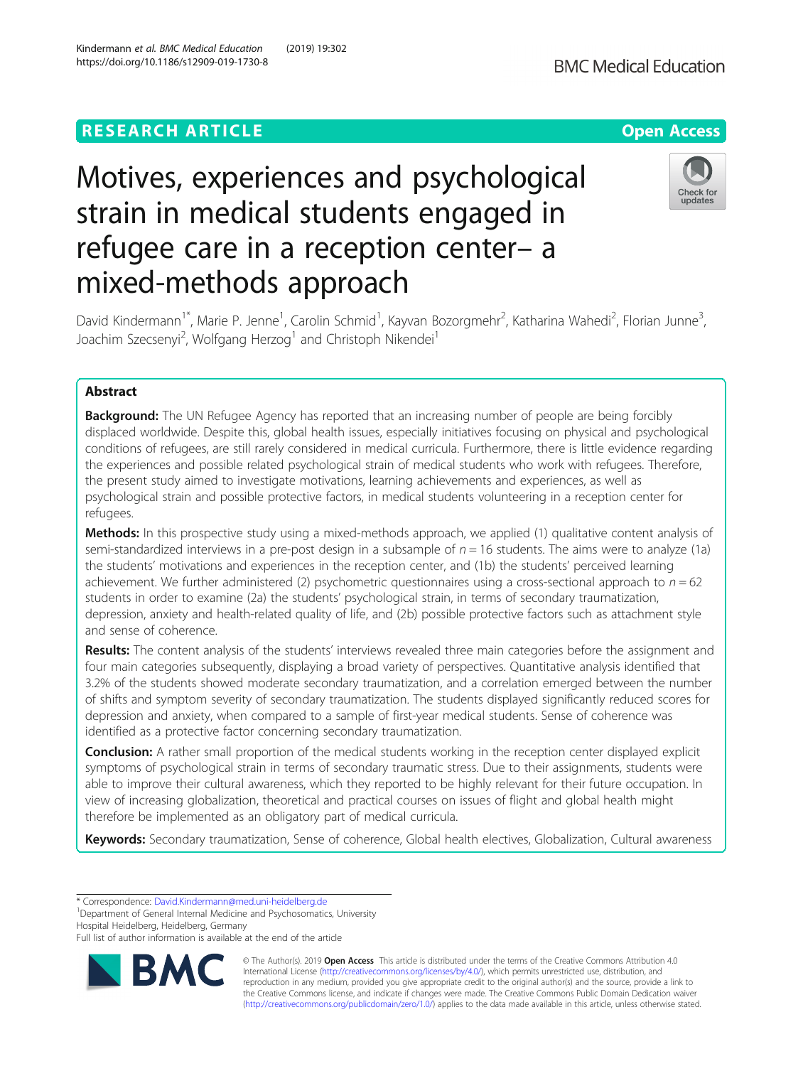RESEARCH ARTICLE

Open Access

# Motives, experiences and psychological strain in medical students engaged in refugee care in a reception center– a mixed-methods approach

David Kindermann[1*], Marie P. Jenne[1], Carolin Schmid[1], Kayvan Bozorgmehr[2], Katharina Wahedi[2], Florian Junne[3], Joachim Szecsenyi[2], Wolfgang Herzog[1] and Christoph Nikendei[1]

## Abstract

**Background:** The UN Refugee Agency has reported that an increasing number of people are being forcibly displaced worldwide. Despite this, global health issues, especially initiatives focusing on physical and psychological conditions of refugees, are still rarely considered in medical curricula. Furthermore, there is little evidence regarding the experiences and possible related psychological strain of medical students who work with refugees. Therefore, the present study aimed to investigate motivations, learning achievements and experiences, as well as psychological strain and possible protective factors, in medical students volunteering in a reception center for refugees.

**Methods:** In this prospective study using a mixed-methods approach, we applied (1) qualitative content analysis of semi-standardized interviews in a pre-post design in a subsample of $n = 16$ students. The aims were to analyze (1a) the students' motivations and experiences in the reception center, and (1b) the students' perceived learning achievement. We further administered (2) psychometric questionnaires using a cross-sectional approach to $n = 62$ students in order to examine (2a) the students' psychological strain, in terms of secondary traumatization, depression, anxiety and health-related quality of life, and (2b) possible protective factors such as attachment style and sense of coherence.

**Results:** The content analysis of the students' interviews revealed three main categories before the assignment and four main categories subsequently, displaying a broad variety of perspectives. Quantitative analysis identified that 3.2% of the students showed moderate secondary traumatization, and a correlation emerged between the number of shifts and symptom severity of secondary traumatization. The students displayed significantly reduced scores for depression and anxiety, when compared to a sample of first-year medical students. Sense of coherence was identified as a protective factor concerning secondary traumatization.

**Conclusion:** A rather small proportion of the medical students working in the reception center displayed explicit symptoms of psychological strain in terms of secondary traumatic stress. Due to their assignments, students were able to improve their cultural awareness, which they reported to be highly relevant for their future occupation. In view of increasing globalization, theoretical and practical courses on issues of flight and global health might therefore be implemented as an obligatory part of medical curricula.

**Keywords:** Secondary traumatization, Sense of coherence, Global health electives, Globalization, Cultural awareness

\* Correspondence: David.Kindermann@med.uni-heidelberg.de
[1]Department of General Internal Medicine and Psychosomatics, University Hospital Heidelberg, Heidelberg, Germany
Full list of author information is available at the end of the article

© The Author(s). 2019 **Open Access** This article is distributed under the terms of the Creative Commons Attribution 4.0 International License (http://creativecommons.org/licenses/by/4.0/), which permits unrestricted use, distribution, and reproduction in any medium, provided you give appropriate credit to the original author(s) and the source, provide a link to the Creative Commons license, and indicate if changes were made. The Creative Commons Public Domain Dedication waiver (http://creativecommons.org/publicdomain/zero/1.0/) applies to the data made available in this article, unless otherwise stated.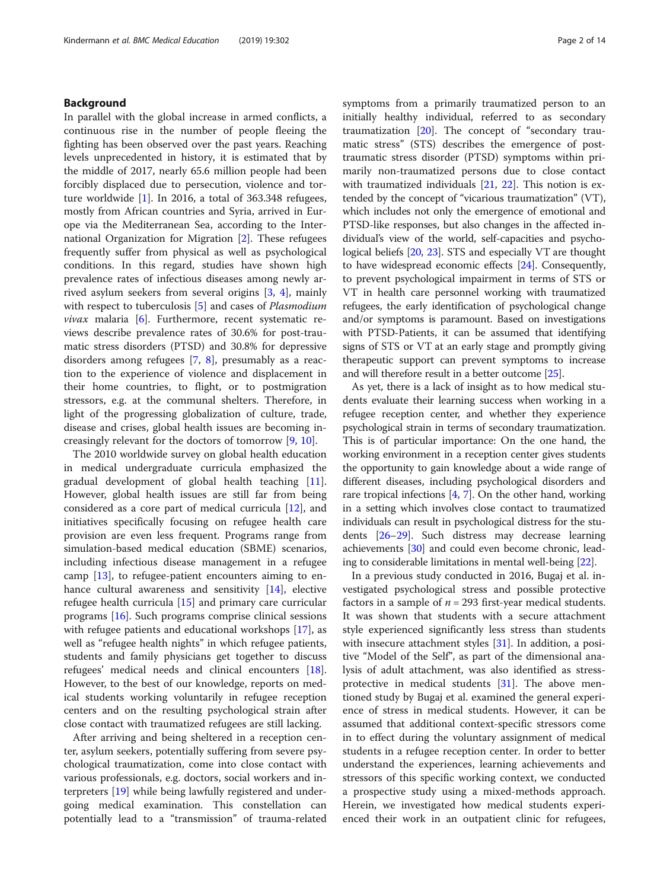## Background

In parallel with the global increase in armed conflicts, a continuous rise in the number of people fleeing the fighting has been observed over the past years. Reaching levels unprecedented in history, it is estimated that by the middle of 2017, nearly 65.6 million people had been forcibly displaced due to persecution, violence and torture worldwide [1]. In 2016, a total of 363.348 refugees, mostly from African countries and Syria, arrived in Europe via the Mediterranean Sea, according to the International Organization for Migration [2]. These refugees frequently suffer from physical as well as psychological conditions. In this regard, studies have shown high prevalence rates of infectious diseases among newly arrived asylum seekers from several origins [3, 4], mainly with respect to tuberculosis [5] and cases of *Plasmodium vivax* malaria [6]. Furthermore, recent systematic reviews describe prevalence rates of 30.6% for post-traumatic stress disorders (PTSD) and 30.8% for depressive disorders among refugees [7, 8], presumably as a reaction to the experience of violence and displacement in their home countries, to flight, or to postmigration stressors, e.g. at the communal shelters. Therefore, in light of the progressing globalization of culture, trade, disease and crises, global health issues are becoming increasingly relevant for the doctors of tomorrow [9, 10].

The 2010 worldwide survey on global health education in medical undergraduate curricula emphasized the gradual development of global health teaching [11]. However, global health issues are still far from being considered as a core part of medical curricula [12], and initiatives specifically focusing on refugee health care provision are even less frequent. Programs range from simulation-based medical education (SBME) scenarios, including infectious disease management in a refugee camp [13], to refugee-patient encounters aiming to enhance cultural awareness and sensitivity [14], elective refugee health curricula [15] and primary care curricular programs [16]. Such programs comprise clinical sessions with refugee patients and educational workshops [17], as well as "refugee health nights" in which refugee patients, students and family physicians get together to discuss refugees' medical needs and clinical encounters [18]. However, to the best of our knowledge, reports on medical students working voluntarily in refugee reception centers and on the resulting psychological strain after close contact with traumatized refugees are still lacking.

After arriving and being sheltered in a reception center, asylum seekers, potentially suffering from severe psychological traumatization, come into close contact with various professionals, e.g. doctors, social workers and interpreters [19] while being lawfully registered and undergoing medical examination. This constellation can potentially lead to a "transmission" of trauma-related symptoms from a primarily traumatized person to an initially healthy individual, referred to as secondary traumatization [20]. The concept of "secondary traumatic stress" (STS) describes the emergence of post-traumatic stress disorder (PTSD) symptoms within primarily non-traumatized persons due to close contact with traumatized individuals [21, 22]. This notion is extended by the concept of "vicarious traumatization" (VT), which includes not only the emergence of emotional and PTSD-like responses, but also changes in the affected individual's view of the world, self-capacities and psychological beliefs [20, 23]. STS and especially VT are thought to have widespread economic effects [24]. Consequently, to prevent psychological impairment in terms of STS or VT in health care personnel working with traumatized refugees, the early identification of psychological change and/or symptoms is paramount. Based on investigations with PTSD-Patients, it can be assumed that identifying signs of STS or VT at an early stage and promptly giving therapeutic support can prevent symptoms to increase and will therefore result in a better outcome [25].

As yet, there is a lack of insight as to how medical students evaluate their learning success when working in a refugee reception center, and whether they experience psychological strain in terms of secondary traumatization. This is of particular importance: On the one hand, the working environment in a reception center gives students the opportunity to gain knowledge about a wide range of different diseases, including psychological disorders and rare tropical infections [4, 7]. On the other hand, working in a setting which involves close contact to traumatized individuals can result in psychological distress for the students [26–29]. Such distress may decrease learning achievements [30] and could even become chronic, leading to considerable limitations in mental well-being [22].

In a previous study conducted in 2016, Bugaj et al. investigated psychological stress and possible protective factors in a sample of $n = 293$ first-year medical students. It was shown that students with a secure attachment style experienced significantly less stress than students with insecure attachment styles [31]. In addition, a positive "Model of the Self", as part of the dimensional analysis of adult attachment, was also identified as stress-protective in medical students [31]. The above mentioned study by Bugaj et al. examined the general experience of stress in medical students. However, it can be assumed that additional context-specific stressors come in to effect during the voluntary assignment of medical students in a refugee reception center. In order to better understand the experiences, learning achievements and stressors of this specific working context, we conducted a prospective study using a mixed-methods approach. Herein, we investigated how medical students experienced their work in an outpatient clinic for refugees,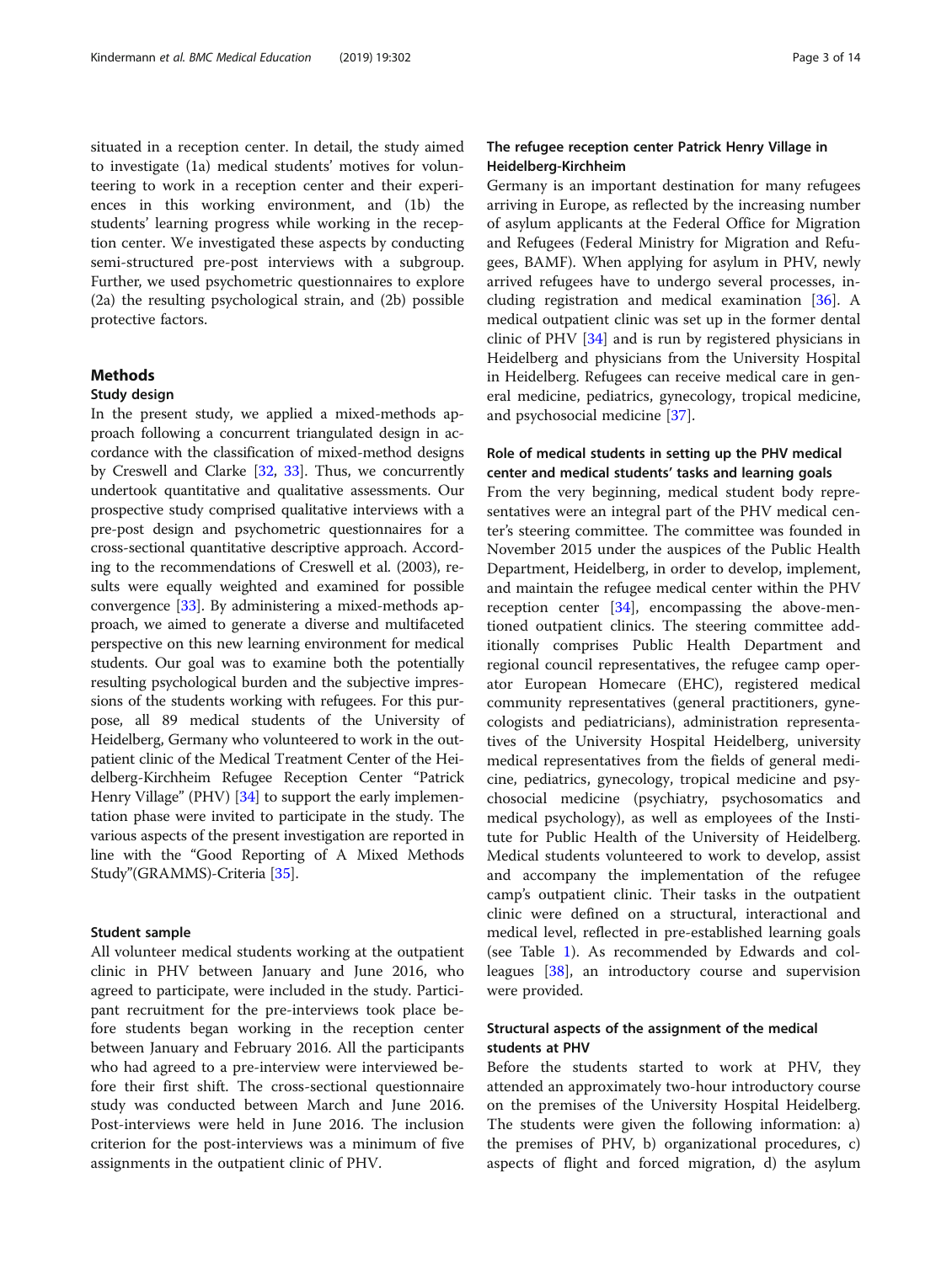situated in a reception center. In detail, the study aimed to investigate (1a) medical students' motives for volunteering to work in a reception center and their experiences in this working environment, and (1b) the students' learning progress while working in the reception center. We investigated these aspects by conducting semi-structured pre-post interviews with a subgroup. Further, we used psychometric questionnaires to explore (2a) the resulting psychological strain, and (2b) possible protective factors.

## Methods

### Study design

In the present study, we applied a mixed-methods approach following a concurrent triangulated design in accordance with the classification of mixed-method designs by Creswell and Clarke [32, 33]. Thus, we concurrently undertook quantitative and qualitative assessments. Our prospective study comprised qualitative interviews with a pre-post design and psychometric questionnaires for a cross-sectional quantitative descriptive approach. According to the recommendations of Creswell et al. (2003), results were equally weighted and examined for possible convergence [33]. By administering a mixed-methods approach, we aimed to generate a diverse and multifaceted perspective on this new learning environment for medical students. Our goal was to examine both the potentially resulting psychological burden and the subjective impressions of the students working with refugees. For this purpose, all 89 medical students of the University of Heidelberg, Germany who volunteered to work in the outpatient clinic of the Medical Treatment Center of the Heidelberg-Kirchheim Refugee Reception Center "Patrick Henry Village" (PHV) [34] to support the early implementation phase were invited to participate in the study. The various aspects of the present investigation are reported in line with the "Good Reporting of A Mixed Methods Study"(GRAMMS)-Criteria [35].

### Student sample

All volunteer medical students working at the outpatient clinic in PHV between January and June 2016, who agreed to participate, were included in the study. Participant recruitment for the pre-interviews took place before students began working in the reception center between January and February 2016. All the participants who had agreed to a pre-interview were interviewed before their first shift. The cross-sectional questionnaire study was conducted between March and June 2016. Post-interviews were held in June 2016. The inclusion criterion for the post-interviews was a minimum of five assignments in the outpatient clinic of PHV.

### The refugee reception center Patrick Henry Village in Heidelberg-Kirchheim

Germany is an important destination for many refugees arriving in Europe, as reflected by the increasing number of asylum applicants at the Federal Office for Migration and Refugees (Federal Ministry for Migration and Refugees, BAMF). When applying for asylum in PHV, newly arrived refugees have to undergo several processes, including registration and medical examination [36]. A medical outpatient clinic was set up in the former dental clinic of PHV [34] and is run by registered physicians in Heidelberg and physicians from the University Hospital in Heidelberg. Refugees can receive medical care in general medicine, pediatrics, gynecology, tropical medicine, and psychosocial medicine [37].

### Role of medical students in setting up the PHV medical center and medical students' tasks and learning goals

From the very beginning, medical student body representatives were an integral part of the PHV medical center's steering committee. The committee was founded in November 2015 under the auspices of the Public Health Department, Heidelberg, in order to develop, implement, and maintain the refugee medical center within the PHV reception center [34], encompassing the above-mentioned outpatient clinics. The steering committee additionally comprises Public Health Department and regional council representatives, the refugee camp operator European Homecare (EHC), registered medical community representatives (general practitioners, gynecologists and pediatricians), administration representatives of the University Hospital Heidelberg, university medical representatives from the fields of general medicine, pediatrics, gynecology, tropical medicine and psychosocial medicine (psychiatry, psychosomatics and medical psychology), as well as employees of the Institute for Public Health of the University of Heidelberg. Medical students volunteered to work to develop, assist and accompany the implementation of the refugee camp's outpatient clinic. Their tasks in the outpatient clinic were defined on a structural, interactional and medical level, reflected in pre-established learning goals (see Table 1). As recommended by Edwards and colleagues [38], an introductory course and supervision were provided.

### Structural aspects of the assignment of the medical students at PHV

Before the students started to work at PHV, they attended an approximately two-hour introductory course on the premises of the University Hospital Heidelberg. The students were given the following information: a) the premises of PHV, b) organizational procedures, c) aspects of flight and forced migration, d) the asylum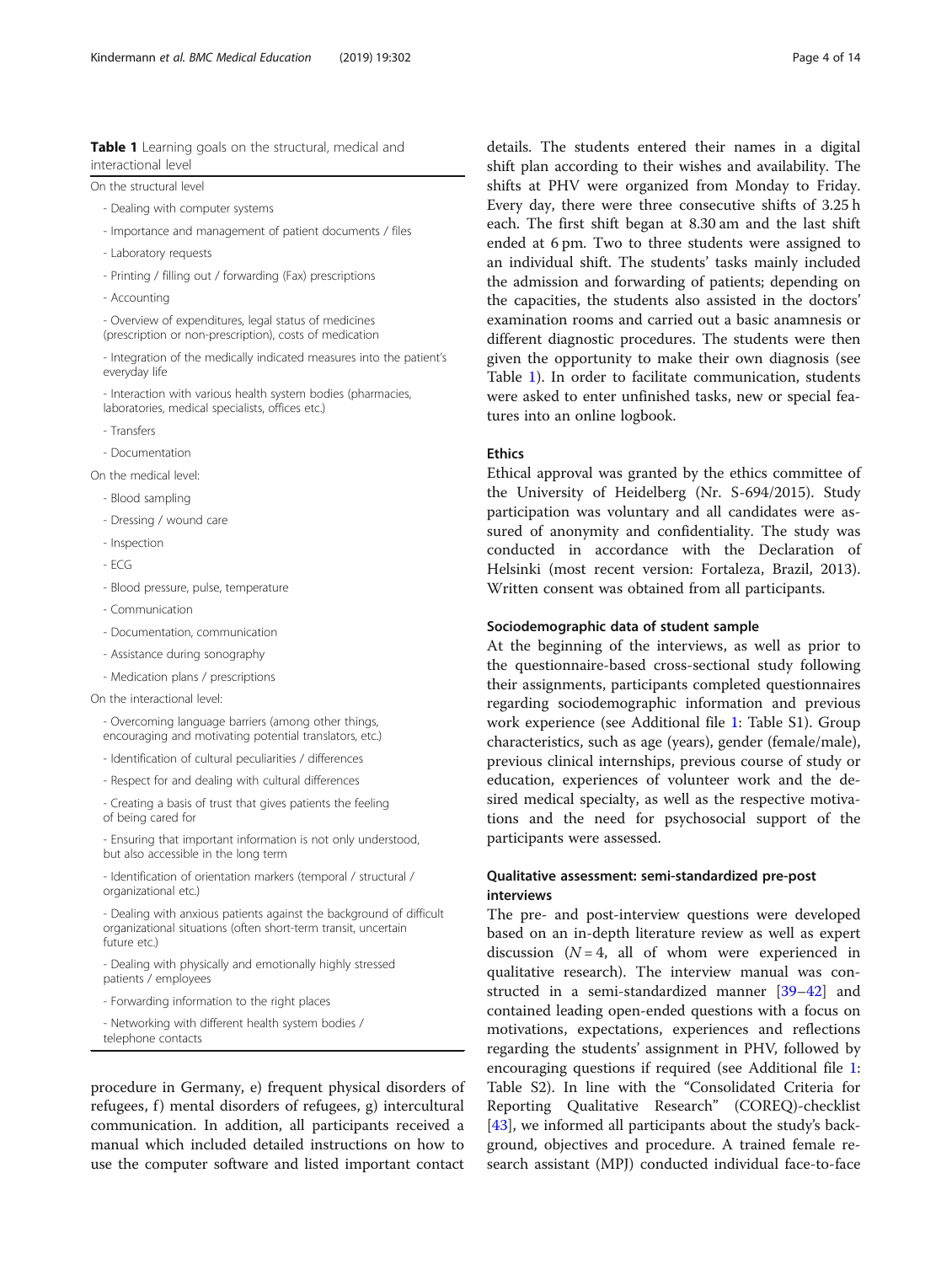**Table 1** Learning goals on the structural, medical and interactional level

| |
|---|
| On the structural level |
| - Dealing with computer systems |
| - Importance and management of patient documents / files |
| - Laboratory requests |
| - Printing / filling out / forwarding (Fax) prescriptions |
| - Accounting |
| - Overview of expenditures, legal status of medicines (prescription or non-prescription), costs of medication |
| - Integration of the medically indicated measures into the patient's everyday life |
| - Interaction with various health system bodies (pharmacies, laboratories, medical specialists, offices etc.) |
| - Transfers |
| - Documentation |
| On the medical level: |
| - Blood sampling |
| - Dressing / wound care |
| - Inspection |
| - ECG |
| - Blood pressure, pulse, temperature |
| - Communication |
| - Documentation, communication |
| - Assistance during sonography |
| - Medication plans / prescriptions |
| On the interactional level: |
| - Overcoming language barriers (among other things, encouraging and motivating potential translators, etc.) |
| - Identification of cultural peculiarities / differences |
| - Respect for and dealing with cultural differences |
| - Creating a basis of trust that gives patients the feeling of being cared for |
| - Ensuring that important information is not only understood, but also accessible in the long term |
| - Identification of orientation markers (temporal / structural / organizational etc.) |
| - Dealing with anxious patients against the background of difficult organizational situations (often short-term transit, uncertain future etc.) |
| - Dealing with physically and emotionally highly stressed patients / employees |
| - Forwarding information to the right places |
| - Networking with different health system bodies / telephone contacts |

procedure in Germany, e) frequent physical disorders of refugees, f) mental disorders of refugees, g) intercultural communication. In addition, all participants received a manual which included detailed instructions on how to use the computer software and listed important contact details. The students entered their names in a digital shift plan according to their wishes and availability. The shifts at PHV were organized from Monday to Friday. Every day, there were three consecutive shifts of 3.25 h each. The first shift began at 8.30 am and the last shift ended at 6 pm. Two to three students were assigned to an individual shift. The students' tasks mainly included the admission and forwarding of patients; depending on the capacities, the students also assisted in the doctors' examination rooms and carried out a basic anamnesis or different diagnostic procedures. The students were then given the opportunity to make their own diagnosis (see Table 1). In order to facilitate communication, students were asked to enter unfinished tasks, new or special features into an online logbook.

### Ethics

Ethical approval was granted by the ethics committee of the University of Heidelberg (Nr. S-694/2015). Study participation was voluntary and all candidates were assured of anonymity and confidentiality. The study was conducted in accordance with the Declaration of Helsinki (most recent version: Fortaleza, Brazil, 2013). Written consent was obtained from all participants.

### Sociodemographic data of student sample

At the beginning of the interviews, as well as prior to the questionnaire-based cross-sectional study following their assignments, participants completed questionnaires regarding sociodemographic information and previous work experience (see Additional file 1: Table S1). Group characteristics, such as age (years), gender (female/male), previous clinical internships, previous course of study or education, experiences of volunteer work and the desired medical specialty, as well as the respective motivations and the need for psychosocial support of the participants were assessed.

### Qualitative assessment: semi-standardized pre-post interviews

The pre- and post-interview questions were developed based on an in-depth literature review as well as expert discussion ($N = 4$, all of whom were experienced in qualitative research). The interview manual was constructed in a semi-standardized manner [39–42] and contained leading open-ended questions with a focus on motivations, expectations, experiences and reflections regarding the students' assignment in PHV, followed by encouraging questions if required (see Additional file 1: Table S2). In line with the "Consolidated Criteria for Reporting Qualitative Research" (COREQ)-checklist [43], we informed all participants about the study's background, objectives and procedure. A trained female research assistant (MPJ) conducted individual face-to-face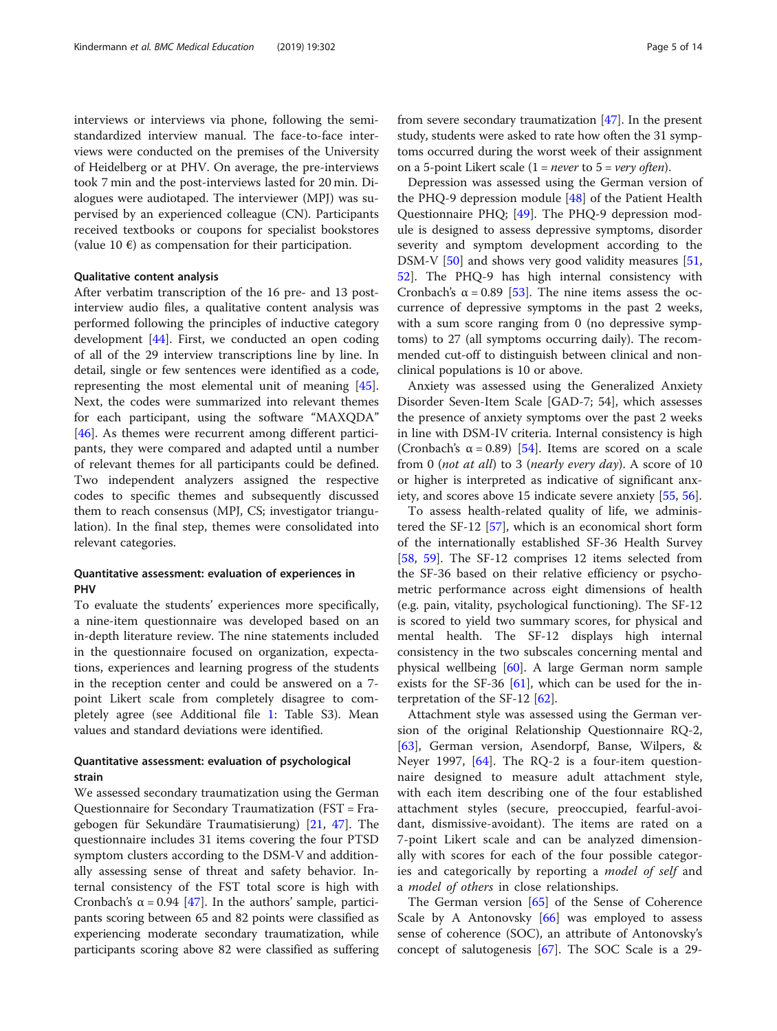interviews or interviews via phone, following the semi-standardized interview manual. The face-to-face interviews were conducted on the premises of the University of Heidelberg or at PHV. On average, the pre-interviews took 7 min and the post-interviews lasted for 20 min. Dialogues were audiotaped. The interviewer (MPJ) was supervised by an experienced colleague (CN). Participants received textbooks or coupons for specialist bookstores (value 10 €) as compensation for their participation.

#### Qualitative content analysis

After verbatim transcription of the 16 pre- and 13 post-interview audio files, a qualitative content analysis was performed following the principles of inductive category development [44]. First, we conducted an open coding of all of the 29 interview transcriptions line by line. In detail, single or few sentences were identified as a code, representing the most elemental unit of meaning [45]. Next, the codes were summarized into relevant themes for each participant, using the software "MAXQDA" [46]. As themes were recurrent among different participants, they were compared and adapted until a number of relevant themes for all participants could be defined. Two independent analyzers assigned the respective codes to specific themes and subsequently discussed them to reach consensus (MPJ, CS; investigator triangulation). In the final step, themes were consolidated into relevant categories.

#### Quantitative assessment: evaluation of experiences in PHV

To evaluate the students' experiences more specifically, a nine-item questionnaire was developed based on an in-depth literature review. The nine statements included in the questionnaire focused on organization, expectations, experiences and learning progress of the students in the reception center and could be answered on a 7-point Likert scale from completely disagree to completely agree (see Additional file 1: Table S3). Mean values and standard deviations were identified.

#### Quantitative assessment: evaluation of psychological strain

We assessed secondary traumatization using the German Questionnaire for Secondary Traumatization (FST = Fragebogen für Sekundäre Traumatisierung) [21, 47]. The questionnaire includes 31 items covering the four PTSD symptom clusters according to the DSM-V and additionally assessing sense of threat and safety behavior. Internal consistency of the FST total score is high with Cronbach's α = 0.94 [47]. In the authors' sample, participants scoring between 65 and 82 points were classified as experiencing moderate secondary traumatization, while participants scoring above 82 were classified as suffering from severe secondary traumatization [47]. In the present study, students were asked to rate how often the 31 symptoms occurred during the worst week of their assignment on a 5-point Likert scale (1 = *never* to 5 = *very often*).

Depression was assessed using the German version of the PHQ-9 depression module [48] of the Patient Health Questionnaire PHQ; [49]. The PHQ-9 depression module is designed to assess depressive symptoms, disorder severity and symptom development according to the DSM-V [50] and shows very good validity measures [51, 52]. The PHQ-9 has high internal consistency with Cronbach's α = 0.89 [53]. The nine items assess the occurrence of depressive symptoms in the past 2 weeks, with a sum score ranging from 0 (no depressive symptoms) to 27 (all symptoms occurring daily). The recommended cut-off to distinguish between clinical and non-clinical populations is 10 or above.

Anxiety was assessed using the Generalized Anxiety Disorder Seven-Item Scale [GAD-7; 54], which assesses the presence of anxiety symptoms over the past 2 weeks in line with DSM-IV criteria. Internal consistency is high (Cronbach's α = 0.89) [54]. Items are scored on a scale from 0 (*not at all*) to 3 (*nearly every day*). A score of 10 or higher is interpreted as indicative of significant anxiety, and scores above 15 indicate severe anxiety [55, 56].

To assess health-related quality of life, we administered the SF-12 [57], which is an economical short form of the internationally established SF-36 Health Survey [58, 59]. The SF-12 comprises 12 items selected from the SF-36 based on their relative efficiency or psychometric performance across eight dimensions of health (e.g. pain, vitality, psychological functioning). The SF-12 is scored to yield two summary scores, for physical and mental health. The SF-12 displays high internal consistency in the two subscales concerning mental and physical wellbeing [60]. A large German norm sample exists for the SF-36 [61], which can be used for the interpretation of the SF-12 [62].

Attachment style was assessed using the German version of the original Relationship Questionnaire RQ-2, [63], German version, Asendorpf, Banse, Wilpers, & Neyer 1997, [64]. The RQ-2 is a four-item questionnaire designed to measure adult attachment style, with each item describing one of the four established attachment styles (secure, preoccupied, fearful-avoidant, dismissive-avoidant). The items are rated on a 7-point Likert scale and can be analyzed dimensionally with scores for each of the four possible categories and categorically by reporting a *model of self* and a *model of others* in close relationships.

The German version [65] of the Sense of Coherence Scale by A Antonovsky [66] was employed to assess sense of coherence (SOC), an attribute of Antonovsky's concept of salutogenesis [67]. The SOC Scale is a 29-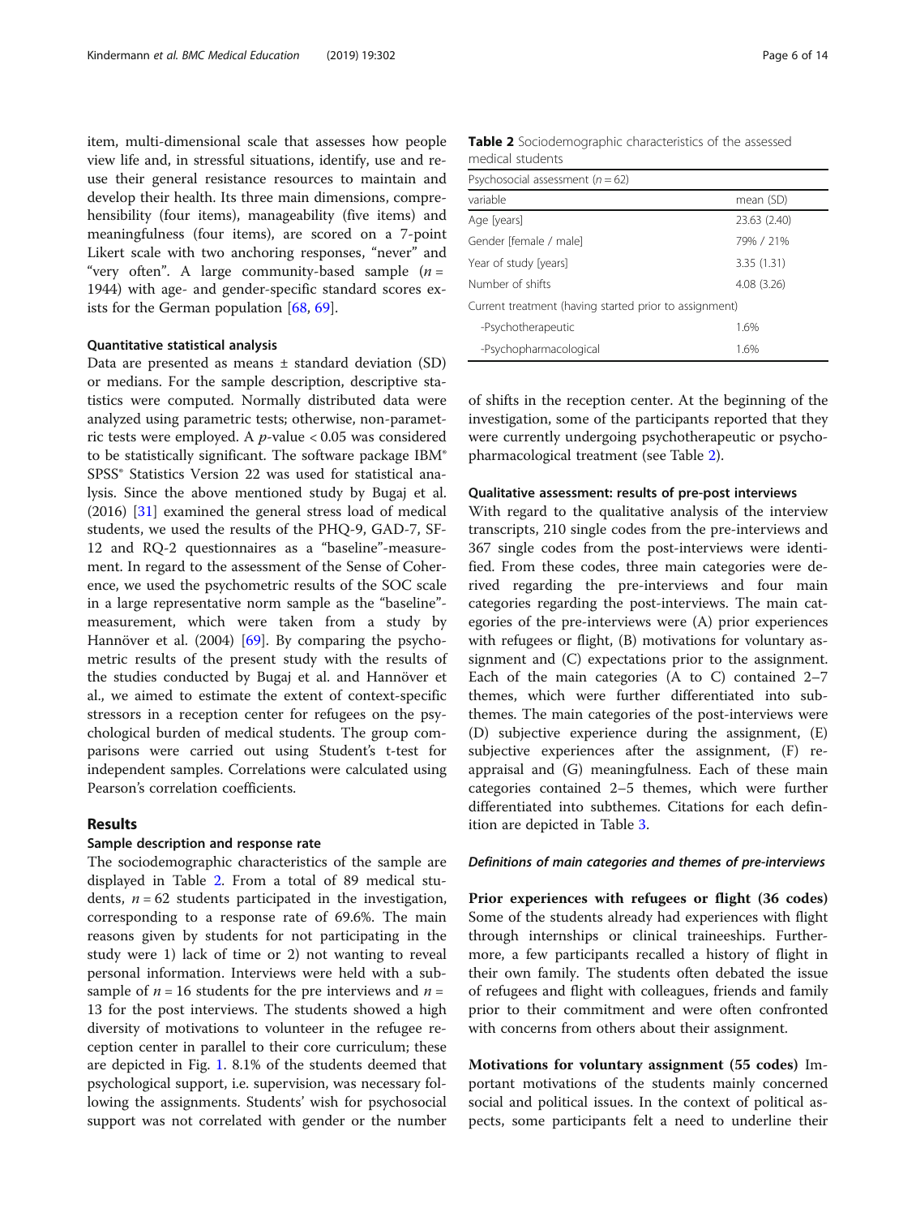item, multi-dimensional scale that assesses how people view life and, in stressful situations, identify, use and re-use their general resistance resources to maintain and develop their health. Its three main dimensions, comprehensibility (four items), manageability (five items) and meaningfulness (four items), are scored on a 7-point Likert scale with two anchoring responses, "never" and "very often". A large community-based sample ($n$ = 1944) with age- and gender-specific standard scores exists for the German population [68, 69].

### Quantitative statistical analysis

Data are presented as means ± standard deviation (SD) or medians. For the sample description, descriptive statistics were computed. Normally distributed data were analyzed using parametric tests; otherwise, non-parametric tests were employed. A $p$-value < 0.05 was considered to be statistically significant. The software package IBM® SPSS® Statistics Version 22 was used for statistical analysis. Since the above mentioned study by Bugaj et al. (2016) [31] examined the general stress load of medical students, we used the results of the PHQ-9, GAD-7, SF-12 and RQ-2 questionnaires as a "baseline"-measurement. In regard to the assessment of the Sense of Coherence, we used the psychometric results of the SOC scale in a large representative norm sample as the "baseline"-measurement, which were taken from a study by Hannöver et al. (2004) [69]. By comparing the psychometric results of the present study with the results of the studies conducted by Bugaj et al. and Hannöver et al., we aimed to estimate the extent of context-specific stressors in a reception center for refugees on the psychological burden of medical students. The group comparisons were carried out using Student's t-test for independent samples. Correlations were calculated using Pearson's correlation coefficients.

## Results

### Sample description and response rate

The sociodemographic characteristics of the sample are displayed in Table 2. From a total of 89 medical students, $n$ = 62 students participated in the investigation, corresponding to a response rate of 69.6%. The main reasons given by students for not participating in the study were 1) lack of time or 2) not wanting to reveal personal information. Interviews were held with a subsample of $n$ = 16 students for the pre interviews and $n$ = 13 for the post interviews. The students showed a high diversity of motivations to volunteer in the refugee reception center in parallel to their core curriculum; these are depicted in Fig. 1. 8.1% of the students deemed that psychological support, i.e. supervision, was necessary following the assignments. Students' wish for psychosocial support was not correlated with gender or the number of shifts in the reception center. At the beginning of the investigation, some of the participants reported that they were currently undergoing psychotherapeutic or psychopharmacological treatment (see Table 2).

**Table 2** Sociodemographic characteristics of the assessed medical students

| Psychosocial assessment ($n$ = 62) | |
|---|---|
| variable | mean (SD) |
| Age [years] | 23.63 (2.40) |
| Gender [female / male] | 79% / 21% |
| Year of study [years] | 3.35 (1.31) |
| Number of shifts | 4.08 (3.26) |
| Current treatment (having started prior to assignment) | |
| -Psychotherapeutic | 1.6% |
| -Psychopharmacological | 1.6% |

### Qualitative assessment: results of pre-post interviews

With regard to the qualitative analysis of the interview transcripts, 210 single codes from the pre-interviews and 367 single codes from the post-interviews were identified. From these codes, three main categories were derived regarding the pre-interviews and four main categories regarding the post-interviews. The main categories of the pre-interviews were (A) prior experiences with refugees or flight, (B) motivations for voluntary assignment and (C) expectations prior to the assignment. Each of the main categories (A to C) contained 2–7 themes, which were further differentiated into subthemes. The main categories of the post-interviews were (D) subjective experience during the assignment, (E) subjective experiences after the assignment, (F) reappraisal and (G) meaningfulness. Each of these main categories contained 2–5 themes, which were further differentiated into subthemes. Citations for each definition are depicted in Table 3.

#### *Definitions of main categories and themes of pre-interviews*

**Prior experiences with refugees or flight (36 codes)** Some of the students already had experiences with flight through internships or clinical traineeships. Furthermore, a few participants recalled a history of flight in their own family. The students often debated the issue of refugees and flight with colleagues, friends and family prior to their commitment and were often confronted with concerns from others about their assignment.

**Motivations for voluntary assignment (55 codes)** Important motivations of the students mainly concerned social and political issues. In the context of political aspects, some participants felt a need to underline their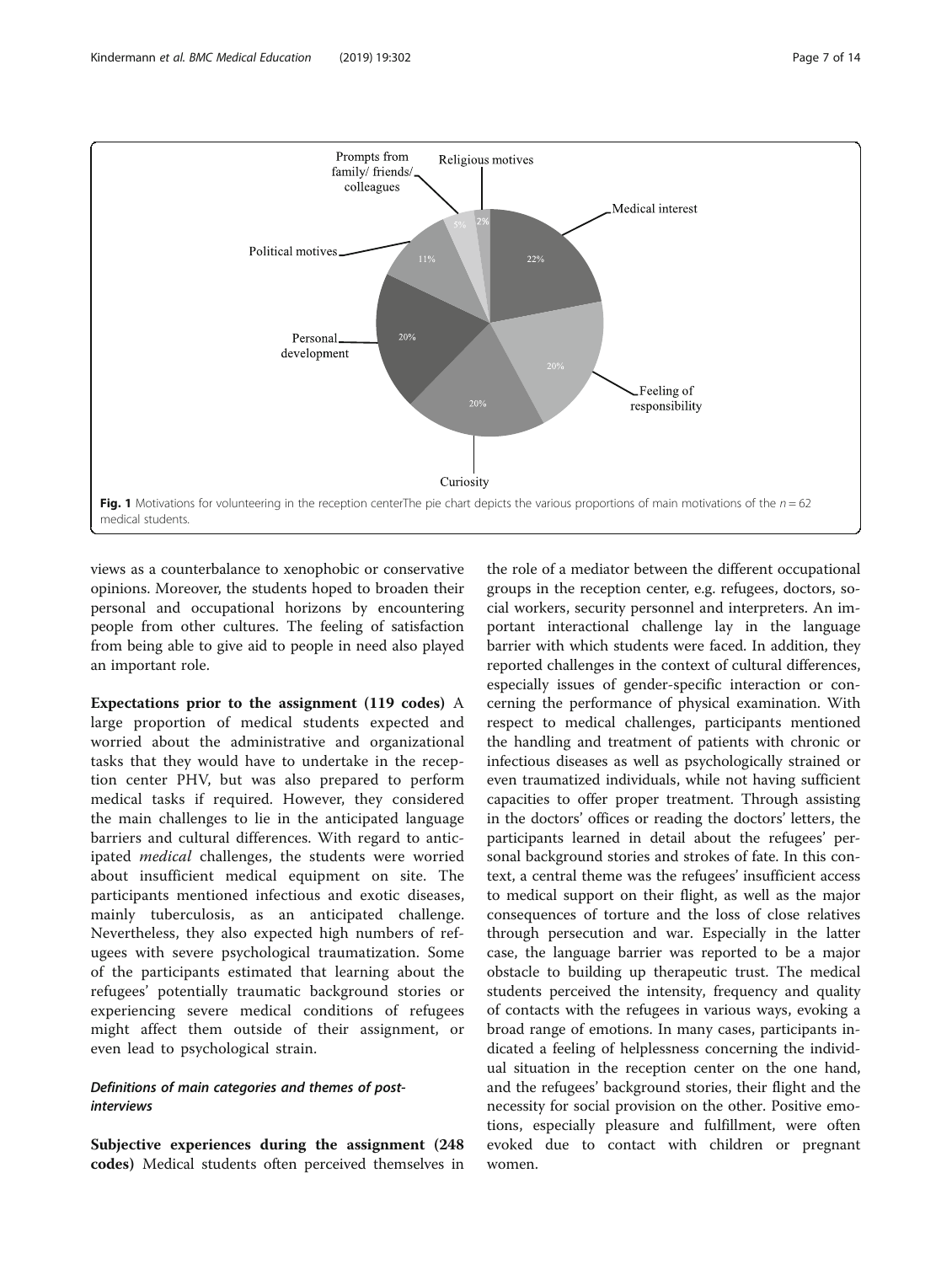Prompts from family/ friends/ colleagues

Religious motives

Medical interest

Political motives

Personal development

Feeling of responsibility

Curiosity

22%

20%

20%

20%

11%

5%

2%

**Fig. 1** Motivations for volunteering in the reception centerThe pie chart depicts the various proportions of main motivations of the $n = 62$ medical students.

views as a counterbalance to xenophobic or conservative opinions. Moreover, the students hoped to broaden their personal and occupational horizons by encountering people from other cultures. The feeling of satisfaction from being able to give aid to people in need also played an important role.

**Expectations prior to the assignment (119 codes)** A large proportion of medical students expected and worried about the administrative and organizational tasks that they would have to undertake in the reception center PHV, but was also prepared to perform medical tasks if required. However, they considered the main challenges to lie in the anticipated language barriers and cultural differences. With regard to anticipated *medical* challenges, the students were worried about insufficient medical equipment on site. The participants mentioned infectious and exotic diseases, mainly tuberculosis, as an anticipated challenge. Nevertheless, they also expected high numbers of refugees with severe psychological traumatization. Some of the participants estimated that learning about the refugees' potentially traumatic background stories or experiencing severe medical conditions of refugees might affect them outside of their assignment, or even lead to psychological strain.

### *Definitions of main categories and themes of post-interviews*

**Subjective experiences during the assignment (248 codes)** Medical students often perceived themselves in the role of a mediator between the different occupational groups in the reception center, e.g. refugees, doctors, social workers, security personnel and interpreters. An important interactional challenge lay in the language barrier with which students were faced. In addition, they reported challenges in the context of cultural differences, especially issues of gender-specific interaction or concerning the performance of physical examination. With respect to medical challenges, participants mentioned the handling and treatment of patients with chronic or infectious diseases as well as psychologically strained or even traumatized individuals, while not having sufficient capacities to offer proper treatment. Through assisting in the doctors' offices or reading the doctors' letters, the participants learned in detail about the refugees' personal background stories and strokes of fate. In this context, a central theme was the refugees' insufficient access to medical support on their flight, as well as the major consequences of torture and the loss of close relatives through persecution and war. Especially in the latter case, the language barrier was reported to be a major obstacle to building up therapeutic trust. The medical students perceived the intensity, frequency and quality of contacts with the refugees in various ways, evoking a broad range of emotions. In many cases, participants indicated a feeling of helplessness concerning the individual situation in the reception center on the one hand, and the refugees' background stories, their flight and the necessity for social provision on the other. Positive emotions, especially pleasure and fulfillment, were often evoked due to contact with children or pregnant women.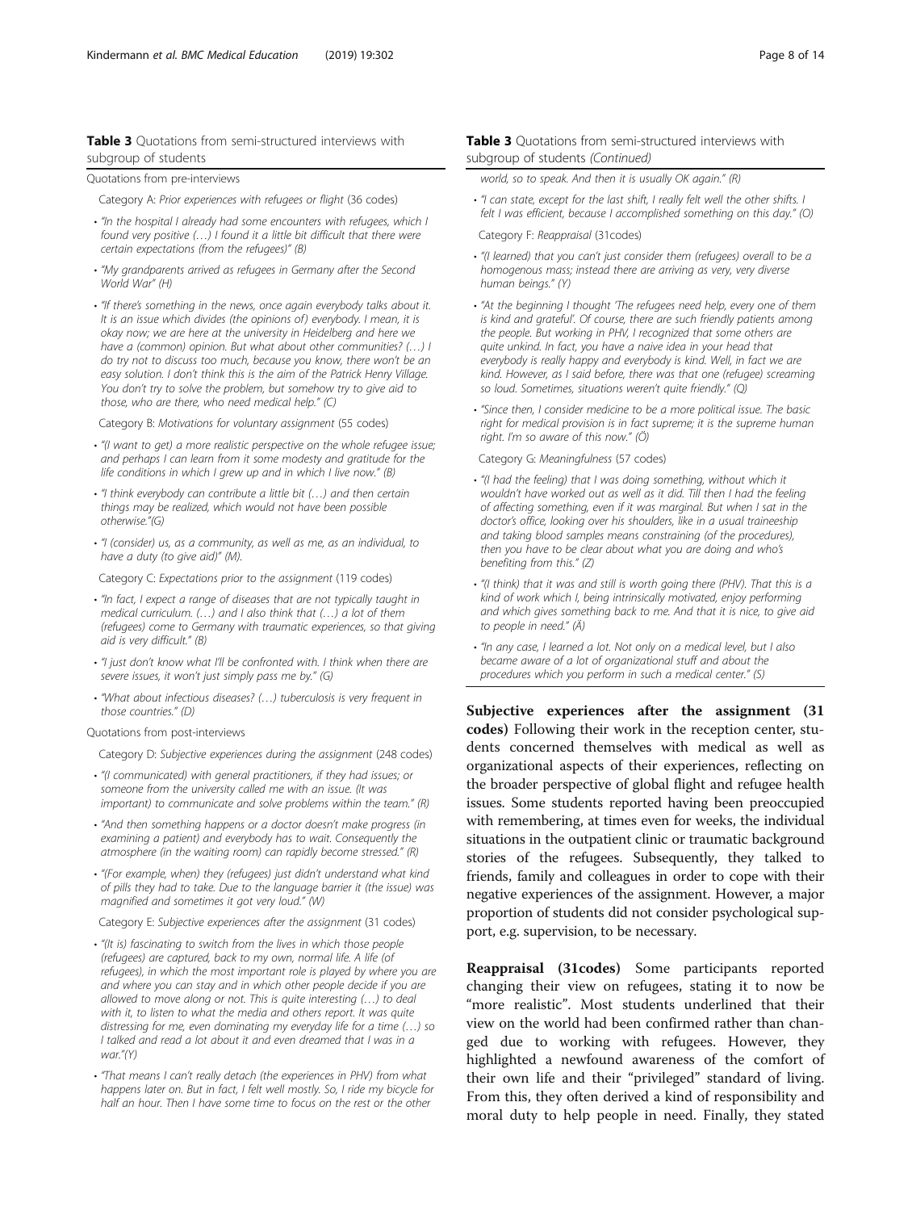**Table 3** Quotations from semi-structured interviews with subgroup of students

Quotations from pre-interviews

Category A: *Prior experiences with refugees or flight* (36 codes)

- *"In the hospital I already had some encounters with refugees, which I found very positive (…) I found it a little bit difficult that there were certain expectations (from the refugees)" (B)*
- *"My grandparents arrived as refugees in Germany after the Second World War" (H)*
- *"If there's something in the news, once again everybody talks about it. It is an issue which divides (the opinions of) everybody. I mean, it is okay now; we are here at the university in Heidelberg and here we have a (common) opinion. But what about other communities? (…) I do try not to discuss too much, because you know, there won't be an easy solution. I don't think this is the aim of the Patrick Henry Village. You don't try to solve the problem, but somehow try to give aid to those, who are there, who need medical help." (C)*

Category B: *Motivations for voluntary assignment* (55 codes)

- *"(I want to get) a more realistic perspective on the whole refugee issue; and perhaps I can learn from it some modesty and gratitude for the life conditions in which I grew up and in which I live now." (B)*
- *"I think everybody can contribute a little bit (…) and then certain things may be realized, which would not have been possible otherwise."(G)*
- *"I (consider) us, as a community, as well as me, as an individual, to have a duty (to give aid)" (M).*

Category C: *Expectations prior to the assignment* (119 codes)

- *"In fact, I expect a range of diseases that are not typically taught in medical curriculum. (…) and I also think that (…) a lot of them (refugees) come to Germany with traumatic experiences, so that giving aid is very difficult." (B)*
- *"I just don't know what I'll be confronted with. I think when there are severe issues, it won't just simply pass me by." (G)*
- *"What about infectious diseases? (…) tuberculosis is very frequent in those countries." (D)*

Quotations from post-interviews

Category D: *Subjective experiences during the assignment* (248 codes)

- *"(I communicated) with general practitioners, if they had issues; or someone from the university called me with an issue. (It was important) to communicate and solve problems within the team." (R)*
- *"And then something happens or a doctor doesn't make progress (in examining a patient) and everybody has to wait. Consequently the atmosphere (in the waiting room) can rapidly become stressed." (R)*
- *"(For example, when) they (refugees) just didn't understand what kind of pills they had to take. Due to the language barrier it (the issue) was magnified and sometimes it got very loud." (W)*

Category E: *Subjective experiences after the assignment* (31 codes)

- *"(It is) fascinating to switch from the lives in which those people (refugees) are captured, back to my own, normal life. A life (of refugees), in which the most important role is played by where you are and where you can stay and in which other people decide if you are allowed to move along or not. This is quite interesting (…) to deal with it, to listen to what the media and others report. It was quite distressing for me, even dominating my everyday life for a time (…) so I talked and read a lot about it and even dreamed that I was in a war."(Y)*
- *"That means I can't really detach (the experiences in PHV) from what happens later on. But in fact, I felt well mostly. So, I ride my bicycle for half an hour. Then I have some time to focus on the rest or the other world, so to speak. And then it is usually OK again." (R)*
- *"I can state, except for the last shift, I really felt well the other shifts. I felt I was efficient, because I accomplished something on this day." (O)*

Category F: *Reappraisal* (31codes)

- *"(I learned) that you can't just consider them (refugees) overall to be a homogenous mass; instead there are arriving as very, very diverse human beings." (Y)*
- *"At the beginning I thought 'The refugees need help, every one of them is kind and grateful'. Of course, there are such friendly patients among the people. But working in PHV, I recognized that some others are quite unkind. In fact, you have a naive idea in your head that everybody is really happy and everybody is kind. Well, in fact we are kind. However, as I said before, there was that one (refugee) screaming so loud. Sometimes, situations weren't quite friendly." (Q)*
- *"Since then, I consider medicine to be a more political issue. The basic right for medical provision is in fact supreme; it is the supreme human right. I'm so aware of this now." (Ö)*

Category G: *Meaningfulness* (57 codes)

- *"(I had the feeling) that I was doing something, without which it wouldn't have worked out as well as it did. Till then I had the feeling of affecting something, even if it was marginal. But when I sat in the doctor's office, looking over his shoulders, like in a usual traineeship and taking blood samples means constraining (of the procedures), then you have to be clear about what you are doing and who's benefiting from this." (Z)*
- *"(I think) that it was and still is worth going there (PHV). That this is a kind of work which I, being intrinsically motivated, enjoy performing and which gives something back to me. And that it is nice, to give aid to people in need." (Ä)*
- *"In any case, I learned a lot. Not only on a medical level, but I also became aware of a lot of organizational stuff and about the procedures which you perform in such a medical center." (S)*

**Subjective experiences after the assignment (31 codes)** Following their work in the reception center, students concerned themselves with medical as well as organizational aspects of their experiences, reflecting on the broader perspective of global flight and refugee health issues. Some students reported having been preoccupied with remembering, at times even for weeks, the individual situations in the outpatient clinic or traumatic background stories of the refugees. Subsequently, they talked to friends, family and colleagues in order to cope with their negative experiences of the assignment. However, a major proportion of students did not consider psychological support, e.g. supervision, to be necessary.

**Reappraisal (31codes)** Some participants reported changing their view on refugees, stating it to now be "more realistic". Most students underlined that their view on the world had been confirmed rather than changed due to working with refugees. However, they highlighted a newfound awareness of the comfort of their own life and their "privileged" standard of living. From this, they often derived a kind of responsibility and moral duty to help people in need. Finally, they stated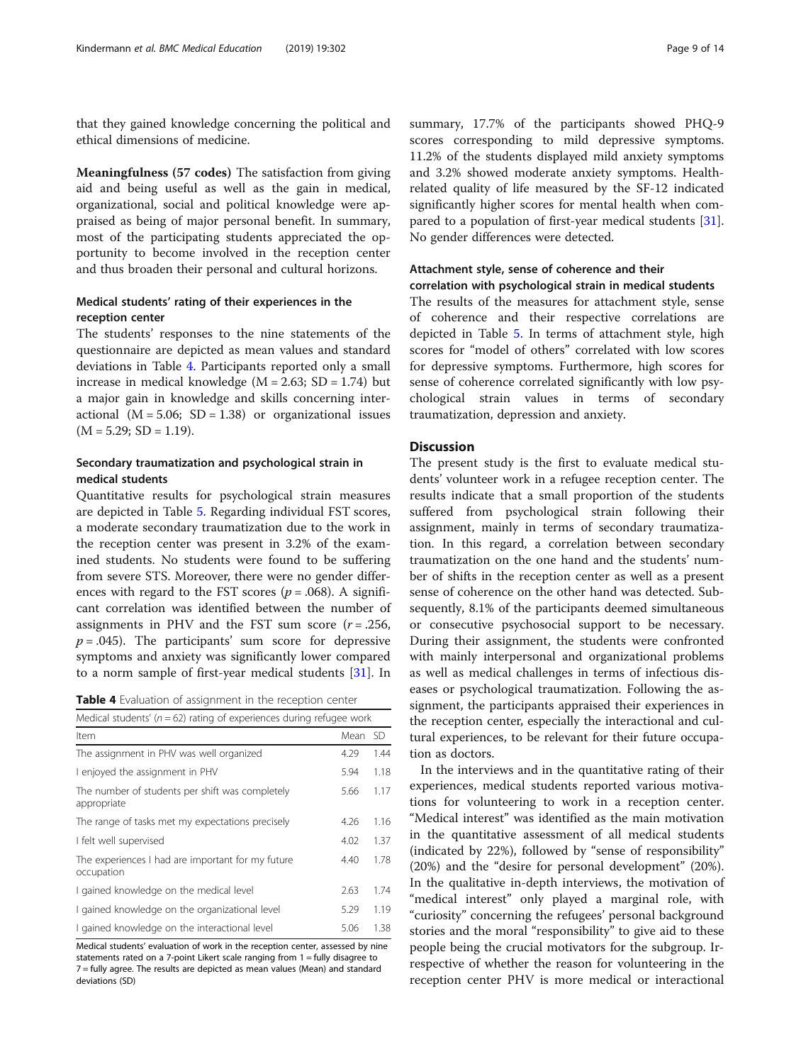that they gained knowledge concerning the political and ethical dimensions of medicine.

**Meaningfulness (57 codes)** The satisfaction from giving aid and being useful as well as the gain in medical, organizational, social and political knowledge were appraised as being of major personal benefit. In summary, most of the participating students appreciated the opportunity to become involved in the reception center and thus broaden their personal and cultural horizons.

### Medical students' rating of their experiences in the reception center

The students' responses to the nine statements of the questionnaire are depicted as mean values and standard deviations in Table 4. Participants reported only a small increase in medical knowledge (M = 2.63; SD = 1.74) but a major gain in knowledge and skills concerning interactional (M = 5.06; SD = 1.38) or organizational issues (M = 5.29; SD = 1.19).

### Secondary traumatization and psychological strain in medical students

Quantitative results for psychological strain measures are depicted in Table 5. Regarding individual FST scores, a moderate secondary traumatization due to the work in the reception center was present in 3.2% of the examined students. No students were found to be suffering from severe STS. Moreover, there were no gender differences with regard to the FST scores ($p = .068$). A significant correlation was identified between the number of assignments in PHV and the FST sum score ($r = .256$, $p = .045$). The participants' sum score for depressive symptoms and anxiety was significantly lower compared to a norm sample of first-year medical students [31]. In summary, 17.7% of the participants showed PHQ-9 scores corresponding to mild depressive symptoms. 11.2% of the students displayed mild anxiety symptoms and 3.2% showed moderate anxiety symptoms. Health-related quality of life measured by the SF-12 indicated significantly higher scores for mental health when compared to a population of first-year medical students [31]. No gender differences were detected.

**Table 4** Evaluation of assignment in the reception center

| Medical students' ($n = 62$) rating of experiences during refugee work | | |
|---|---|---|
| Item | Mean | SD |
| The assignment in PHV was well organized | 4.29 | 1.44 |
| I enjoyed the assignment in PHV | 5.94 | 1.18 |
| The number of students per shift was completely appropriate | 5.66 | 1.17 |
| The range of tasks met my expectations precisely | 4.26 | 1.16 |
| I felt well supervised | 4.02 | 1.37 |
| The experiences I had are important for my future occupation | 4.40 | 1.78 |
| I gained knowledge on the medical level | 2.63 | 1.74 |
| I gained knowledge on the organizational level | 5.29 | 1.19 |
| I gained knowledge on the interactional level | 5.06 | 1.38 |

Medical students' evaluation of work in the reception center, assessed by nine statements rated on a 7-point Likert scale ranging from 1 = fully disagree to 7 = fully agree. The results are depicted as mean values (Mean) and standard deviations (SD)

### Attachment style, sense of coherence and their correlation with psychological strain in medical students

The results of the measures for attachment style, sense of coherence and their respective correlations are depicted in Table 5. In terms of attachment style, high scores for "model of others" correlated with low scores for depressive symptoms. Furthermore, high scores for sense of coherence correlated significantly with low psychological strain values in terms of secondary traumatization, depression and anxiety.

## Discussion

The present study is the first to evaluate medical students' volunteer work in a refugee reception center. The results indicate that a small proportion of the students suffered from psychological strain following their assignment, mainly in terms of secondary traumatization. In this regard, a correlation between secondary traumatization on the one hand and the students' number of shifts in the reception center as well as a present sense of coherence on the other hand was detected. Subsequently, 8.1% of the participants deemed simultaneous or consecutive psychosocial support to be necessary. During their assignment, the students were confronted with mainly interpersonal and organizational problems as well as medical challenges in terms of infectious diseases or psychological traumatization. Following the assignment, the participants appraised their experiences in the reception center, especially the interactional and cultural experiences, to be relevant for their future occupation as doctors.

In the interviews and in the quantitative rating of their experiences, medical students reported various motivations for volunteering to work in a reception center. "Medical interest" was identified as the main motivation in the quantitative assessment of all medical students (indicated by 22%), followed by "sense of responsibility" (20%) and the "desire for personal development" (20%). In the qualitative in-depth interviews, the motivation of "medical interest" only played a marginal role, with "curiosity" concerning the refugees' personal background stories and the moral "responsibility" to give aid to these people being the crucial motivators for the subgroup. Irrespective of whether the reason for volunteering in the reception center PHV is more medical or interactional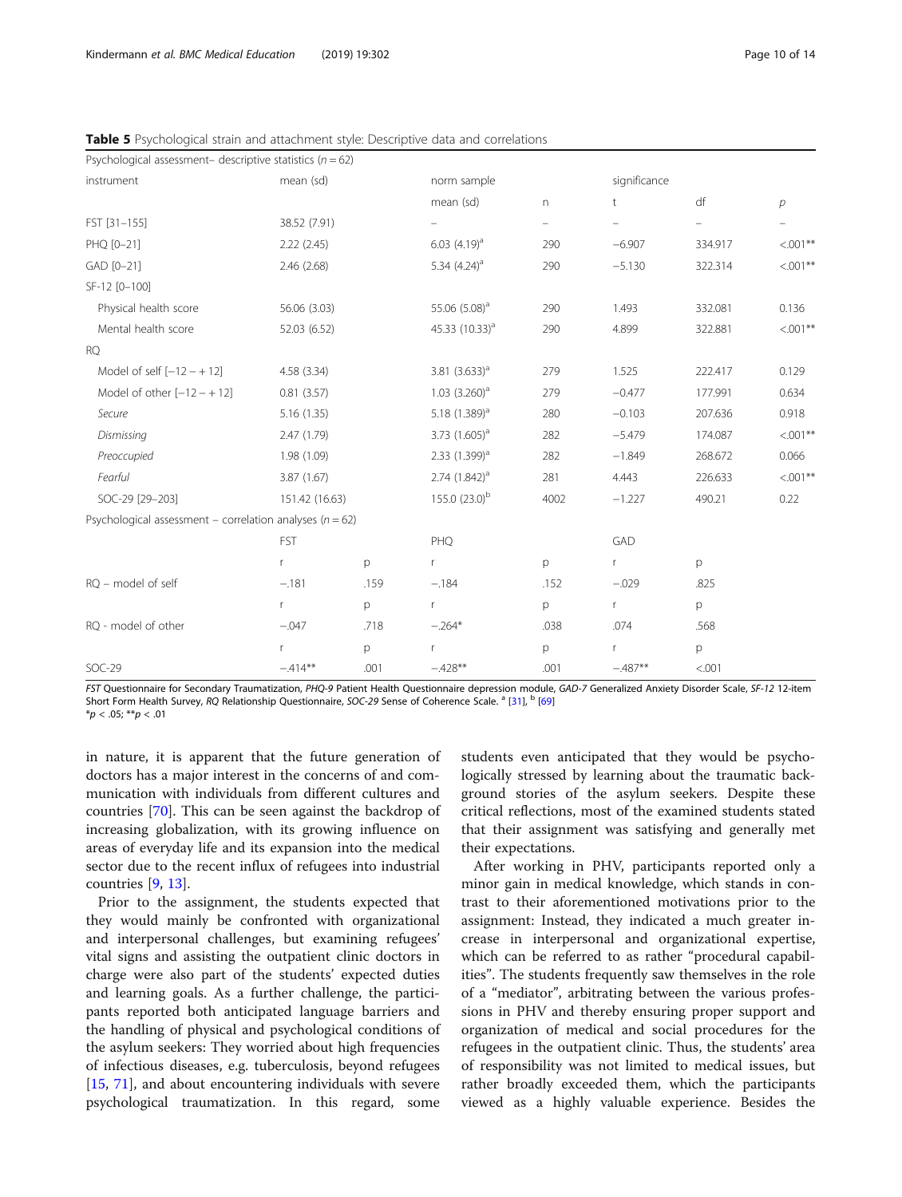**Table 5** Psychological strain and attachment style: Descriptive data and correlations

| Psychological assessment– descriptive statistics ($n = 62$) | | | | | | | |
|---|---|---|---|---|---|---|---|
| instrument | mean (sd) | | norm sample | | significance | | |
| | | | mean (sd) | n | t | df | $p$ |
| FST [31–155] | 38.52 (7.91) | | – | – | – | – | – |
| PHQ [0–21] | 2.22 (2.45) | | 6.03 (4.19)[a] | 290 | −6.907 | 334.917 | <.001** |
| GAD [0–21] | 2.46 (2.68) | | 5.34 (4.24)[a] | 290 | −5.130 | 322.314 | <.001** |
| SF-12 [0–100] | | | | | | | |
| Physical health score | 56.06 (3.03) | | 55.06 (5.08)[a] | 290 | 1.493 | 332.081 | 0.136 |
| Mental health score | 52.03 (6.52) | | 45.33 (10.33)[a] | 290 | 4.899 | 322.881 | <.001** |
| RQ | | | | | | | |
| Model of self [−12 – +12] | 4.58 (3.34) | | 3.81 (3.633)[a] | 279 | 1.525 | 222.417 | 0.129 |
| Model of other [−12 – +12] | 0.81 (3.57) | | 1.03 (3.260)[a] | 279 | −0.477 | 177.991 | 0.634 |
| *Secure* | 5.16 (1.35) | | 5.18 (1.389)[a] | 280 | −0.103 | 207.636 | 0.918 |
| *Dismissing* | 2.47 (1.79) | | 3.73 (1.605)[a] | 282 | −5.479 | 174.087 | <.001** |
| *Preoccupied* | 1.98 (1.09) | | 2.33 (1.399)[a] | 282 | −1.849 | 268.672 | 0.066 |
| *Fearful* | 3.87 (1.67) | | 2.74 (1.842)[a] | 281 | 4.443 | 226.633 | <.001** |
| SOC-29 [29–203] | 151.42 (16.63) | | 155.0 (23.0)[b] | 4002 | −1.227 | 490.21 | 0.22 |
| Psychological assessment – correlation analyses ($n = 62$) | | | | | | | |
| | FST | | PHQ | | GAD | | |
| | r | p | r | p | r | p | |
| RQ – model of self | −.181 | .159 | −.184 | .152 | −.029 | .825 | |
| | r | p | r | p | r | p | |
| RQ - model of other | −.047 | .718 | −.264* | .038 | .074 | .568 | |
| | r | p | r | p | r | p | |
| SOC-29 | −.414** | .001 | −.428** | .001 | −.487** | <.001 | |

*FST* Questionnaire for Secondary Traumatization, *PHQ-9* Patient Health Questionnaire depression module, *GAD-7* Generalized Anxiety Disorder Scale, *SF-12* 12-item Short Form Health Survey, *RQ* Relationship Questionnaire, *SOC-29* Sense of Coherence Scale. [a] [31], [b] [69]
*$p < .05$; **$p < .01$

in nature, it is apparent that the future generation of doctors has a major interest in the concerns of and communication with individuals from different cultures and countries [70]. This can be seen against the backdrop of increasing globalization, with its growing influence on areas of everyday life and its expansion into the medical sector due to the recent influx of refugees into industrial countries [9, 13].

Prior to the assignment, the students expected that they would mainly be confronted with organizational and interpersonal challenges, but examining refugees' vital signs and assisting the outpatient clinic doctors in charge were also part of the students' expected duties and learning goals. As a further challenge, the participants reported both anticipated language barriers and the handling of physical and psychological conditions of the asylum seekers: They worried about high frequencies of infectious diseases, e.g. tuberculosis, beyond refugees [15, 71], and about encountering individuals with severe psychological traumatization. In this regard, some students even anticipated that they would be psychologically stressed by learning about the traumatic background stories of the asylum seekers. Despite these critical reflections, most of the examined students stated that their assignment was satisfying and generally met their expectations.

After working in PHV, participants reported only a minor gain in medical knowledge, which stands in contrast to their aforementioned motivations prior to the assignment: Instead, they indicated a much greater increase in interpersonal and organizational expertise, which can be referred to as rather "procedural capabilities". The students frequently saw themselves in the role of a "mediator", arbitrating between the various professions in PHV and thereby ensuring proper support and organization of medical and social procedures for the refugees in the outpatient clinic. Thus, the students' area of responsibility was not limited to medical issues, but rather broadly exceeded them, which the participants viewed as a highly valuable experience. Besides the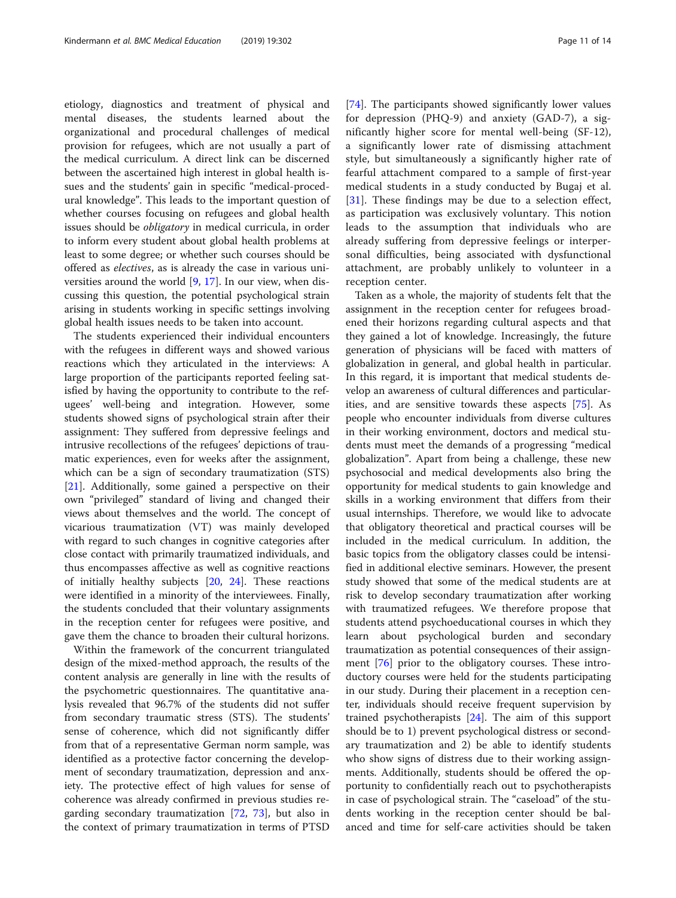etiology, diagnostics and treatment of physical and mental diseases, the students learned about the organizational and procedural challenges of medical provision for refugees, which are not usually a part of the medical curriculum. A direct link can be discerned between the ascertained high interest in global health issues and the students' gain in specific "medical-procedural knowledge". This leads to the important question of whether courses focusing on refugees and global health issues should be *obligatory* in medical curricula, in order to inform every student about global health problems at least to some degree; or whether such courses should be offered as *electives*, as is already the case in various universities around the world [9, 17]. In our view, when discussing this question, the potential psychological strain arising in students working in specific settings involving global health issues needs to be taken into account.

The students experienced their individual encounters with the refugees in different ways and showed various reactions which they articulated in the interviews: A large proportion of the participants reported feeling satisfied by having the opportunity to contribute to the refugees' well-being and integration. However, some students showed signs of psychological strain after their assignment: They suffered from depressive feelings and intrusive recollections of the refugees' depictions of traumatic experiences, even for weeks after the assignment, which can be a sign of secondary traumatization (STS) [21]. Additionally, some gained a perspective on their own "privileged" standard of living and changed their views about themselves and the world. The concept of vicarious traumatization (VT) was mainly developed with regard to such changes in cognitive categories after close contact with primarily traumatized individuals, and thus encompasses affective as well as cognitive reactions of initially healthy subjects [20, 24]. These reactions were identified in a minority of the interviewees. Finally, the students concluded that their voluntary assignments in the reception center for refugees were positive, and gave them the chance to broaden their cultural horizons.

Within the framework of the concurrent triangulated design of the mixed-method approach, the results of the content analysis are generally in line with the results of the psychometric questionnaires. The quantitative analysis revealed that 96.7% of the students did not suffer from secondary traumatic stress (STS). The students' sense of coherence, which did not significantly differ from that of a representative German norm sample, was identified as a protective factor concerning the development of secondary traumatization, depression and anxiety. The protective effect of high values for sense of coherence was already confirmed in previous studies regarding secondary traumatization [72, 73], but also in the context of primary traumatization in terms of PTSD [74]. The participants showed significantly lower values for depression (PHQ-9) and anxiety (GAD-7), a significantly higher score for mental well-being (SF-12), a significantly lower rate of dismissing attachment style, but simultaneously a significantly higher rate of fearful attachment compared to a sample of first-year medical students in a study conducted by Bugaj et al. [31]. These findings may be due to a selection effect, as participation was exclusively voluntary. This notion leads to the assumption that individuals who are already suffering from depressive feelings or interpersonal difficulties, being associated with dysfunctional attachment, are probably unlikely to volunteer in a reception center.

Taken as a whole, the majority of students felt that the assignment in the reception center for refugees broadened their horizons regarding cultural aspects and that they gained a lot of knowledge. Increasingly, the future generation of physicians will be faced with matters of globalization in general, and global health in particular. In this regard, it is important that medical students develop an awareness of cultural differences and particularities, and are sensitive towards these aspects [75]. As people who encounter individuals from diverse cultures in their working environment, doctors and medical students must meet the demands of a progressing "medical globalization". Apart from being a challenge, these new psychosocial and medical developments also bring the opportunity for medical students to gain knowledge and skills in a working environment that differs from their usual internships. Therefore, we would like to advocate that obligatory theoretical and practical courses will be included in the medical curriculum. In addition, the basic topics from the obligatory classes could be intensified in additional elective seminars. However, the present study showed that some of the medical students are at risk to develop secondary traumatization after working with traumatized refugees. We therefore propose that students attend psychoeducational courses in which they learn about psychological burden and secondary traumatization as potential consequences of their assignment [76] prior to the obligatory courses. These introductory courses were held for the students participating in our study. During their placement in a reception center, individuals should receive frequent supervision by trained psychotherapists [24]. The aim of this support should be to 1) prevent psychological distress or secondary traumatization and 2) be able to identify students who show signs of distress due to their working assignments. Additionally, students should be offered the opportunity to confidentially reach out to psychotherapists in case of psychological strain. The "caseload" of the students working in the reception center should be balanced and time for self-care activities should be taken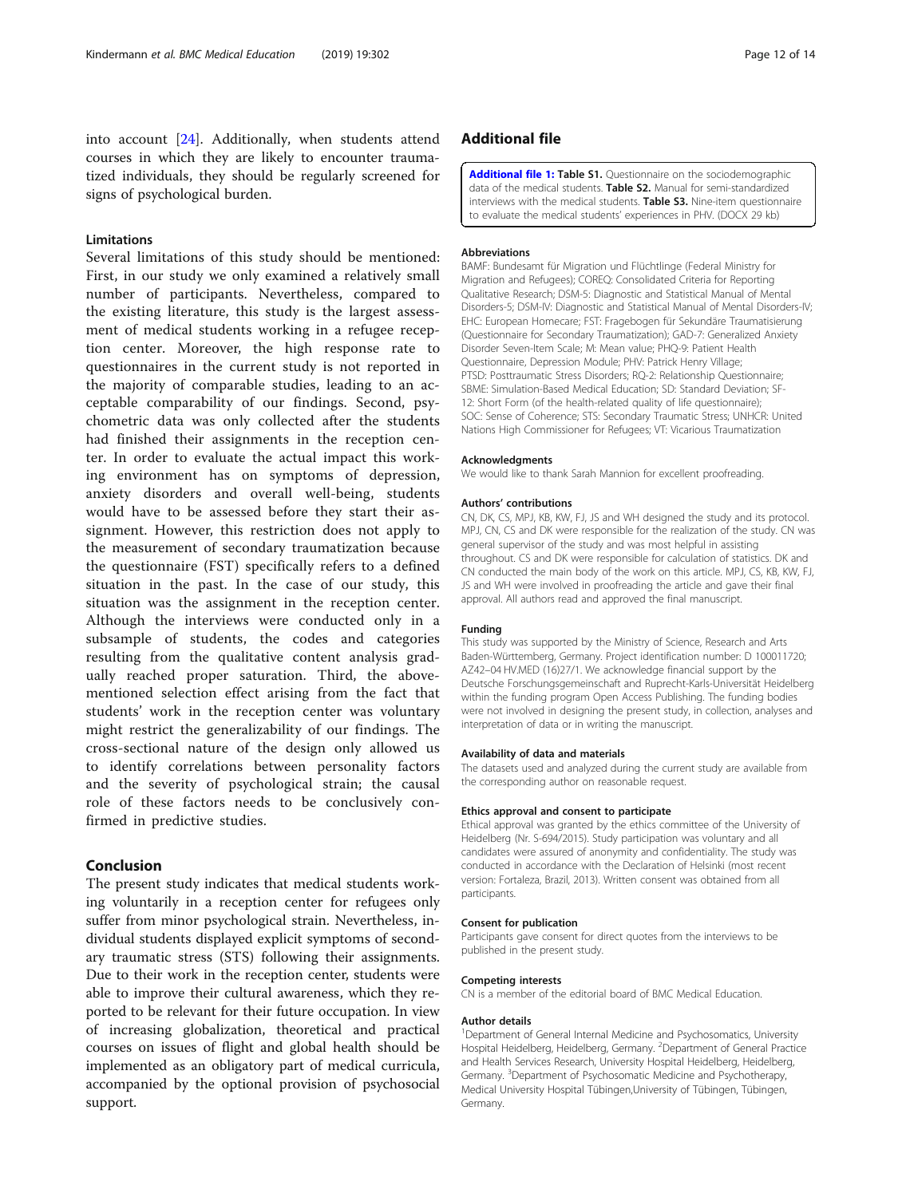into account [24]. Additionally, when students attend courses in which they are likely to encounter traumatized individuals, they should be regularly screened for signs of psychological burden.

### Limitations

Several limitations of this study should be mentioned: First, in our study we only examined a relatively small number of participants. Nevertheless, compared to the existing literature, this study is the largest assessment of medical students working in a refugee reception center. Moreover, the high response rate to questionnaires in the current study is not reported in the majority of comparable studies, leading to an acceptable comparability of our findings. Second, psychometric data was only collected after the students had finished their assignments in the reception center. In order to evaluate the actual impact this working environment has on symptoms of depression, anxiety disorders and overall well-being, students would have to be assessed before they start their assignment. However, this restriction does not apply to the measurement of secondary traumatization because the questionnaire (FST) specifically refers to a defined situation in the past. In the case of our study, this situation was the assignment in the reception center. Although the interviews were conducted only in a subsample of students, the codes and categories resulting from the qualitative content analysis gradually reached proper saturation. Third, the above-mentioned selection effect arising from the fact that students' work in the reception center was voluntary might restrict the generalizability of our findings. The cross-sectional nature of the design only allowed us to identify correlations between personality factors and the severity of psychological strain; the causal role of these factors needs to be conclusively confirmed in predictive studies.

## Conclusion

The present study indicates that medical students working voluntarily in a reception center for refugees only suffer from minor psychological strain. Nevertheless, individual students displayed explicit symptoms of secondary traumatic stress (STS) following their assignments. Due to their work in the reception center, students were able to improve their cultural awareness, which they reported to be relevant for their future occupation. In view of increasing globalization, theoretical and practical courses on issues of flight and global health should be implemented as an obligatory part of medical curricula, accompanied by the optional provision of psychosocial support.

## Additional file

**Additional file 1: Table S1.** Questionnaire on the sociodemographic data of the medical students. **Table S2.** Manual for semi-standardized interviews with the medical students. **Table S3.** Nine-item questionnaire to evaluate the medical students' experiences in PHV. (DOCX 29 kb)

#### Abbreviations

BAMF: Bundesamt für Migration und Flüchtlinge (Federal Ministry for Migration and Refugees); COREQ: Consolidated Criteria for Reporting Qualitative Research; DSM-5: Diagnostic and Statistical Manual of Mental Disorders-5; DSM-IV: Diagnostic and Statistical Manual of Mental Disorders-IV; EHC: European Homecare; FST: Fragebogen für Sekundäre Traumatisierung (Questionnaire for Secondary Traumatization); GAD-7: Generalized Anxiety Disorder Seven-Item Scale; M: Mean value; PHQ-9: Patient Health Questionnaire, Depression Module; PHV: Patrick Henry Village; PTSD: Posttraumatic Stress Disorders; RQ-2: Relationship Questionnaire; SBME: Simulation-Based Medical Education; SD: Standard Deviation; SF-12: Short Form (of the health-related quality of life questionnaire); SOC: Sense of Coherence; STS: Secondary Traumatic Stress; UNHCR: United Nations High Commissioner for Refugees; VT: Vicarious Traumatization

#### Acknowledgments

We would like to thank Sarah Mannion for excellent proofreading.

#### Authors' contributions

CN, DK, CS, MPJ, KB, KW, FJ, JS and WH designed the study and its protocol. MPJ, CN, CS and DK were responsible for the realization of the study. CN was general supervisor of the study and was most helpful in assisting throughout. CS and DK were responsible for calculation of statistics. DK and CN conducted the main body of the work on this article. MPJ, CS, KB, KW, FJ, JS and WH were involved in proofreading the article and gave their final approval. All authors read and approved the final manuscript.

#### Funding

This study was supported by the Ministry of Science, Research and Arts Baden-Württemberg, Germany. Project identification number: D 100011720; AZ42–04 HV.MED (16)27/1. We acknowledge financial support by the Deutsche Forschungsgemeinschaft and Ruprecht-Karls-Universität Heidelberg within the funding program Open Access Publishing. The funding bodies were not involved in designing the present study, in collection, analyses and interpretation of data or in writing the manuscript.

#### Availability of data and materials

The datasets used and analyzed during the current study are available from the corresponding author on reasonable request.

#### Ethics approval and consent to participate

Ethical approval was granted by the ethics committee of the University of Heidelberg (Nr. S-694/2015). Study participation was voluntary and all candidates were assured of anonymity and confidentiality. The study was conducted in accordance with the Declaration of Helsinki (most recent version: Fortaleza, Brazil, 2013). Written consent was obtained from all participants.

#### Consent for publication

Participants gave consent for direct quotes from the interviews to be published in the present study.

#### Competing interests

CN is a member of the editorial board of BMC Medical Education.

#### Author details

[1]Department of General Internal Medicine and Psychosomatics, University Hospital Heidelberg, Heidelberg, Germany. [2]Department of General Practice and Health Services Research, University Hospital Heidelberg, Heidelberg, Germany. [3]Department of Psychosomatic Medicine and Psychotherapy, Medical University Hospital Tübingen,University of Tübingen, Tübingen, Germany.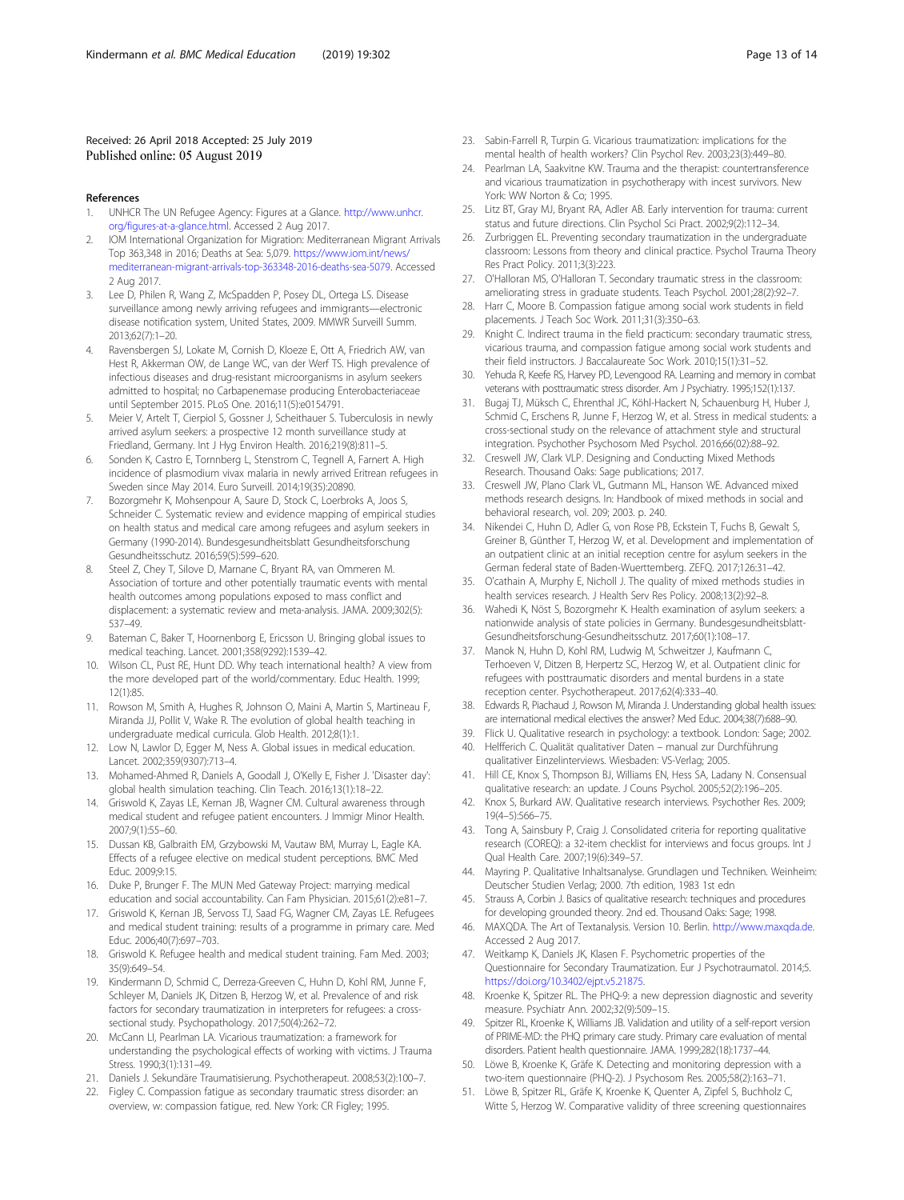Received: 26 April 2018 Accepted: 25 July 2019
Published online: 05 August 2019

## References

1. UNHCR The UN Refugee Agency: Figures at a Glance. http://www.unhcr.org/figures-at-a-glance.html. Accessed 2 Aug 2017.
2. IOM International Organization for Migration: Mediterranean Migrant Arrivals Top 363,348 in 2016; Deaths at Sea: 5,079. https://www.iom.int/news/mediterranean-migrant-arrivals-top-363348-2016-deaths-sea-5079. Accessed 2 Aug 2017.
3. Lee D, Philen R, Wang Z, McSpadden P, Posey DL, Ortega LS. Disease surveillance among newly arriving refugees and immigrants—electronic disease notification system, United States, 2009. MMWR Surveill Summ. 2013;62(7):1–20.
4. Ravensbergen SJ, Lokate M, Cornish D, Kloeze E, Ott A, Friedrich AW, van Hest R, Akkerman OW, de Lange WC, van der Werf TS. High prevalence of infectious diseases and drug-resistant microorganisms in asylum seekers admitted to hospital; no Carbapenemase producing Enterobacteriaceae until September 2015. PLoS One. 2016;11(5):e0154791.
5. Meier V, Artelt T, Cierpiol S, Gossner J, Scheithauer S. Tuberculosis in newly arrived asylum seekers: a prospective 12 month surveillance study at Friedland, Germany. Int J Hyg Environ Health. 2016;219(8):811–5.
6. Sonden K, Castro E, Tornnberg L, Stenstrom C, Tegnell A, Farnert A. High incidence of plasmodium vivax malaria in newly arrived Eritrean refugees in Sweden since May 2014. Euro Surveill. 2014;19(35):20890.
7. Bozorgmehr K, Mohsenpour A, Saure D, Stock C, Loerbroks A, Joos S, Schneider C. Systematic review and evidence mapping of empirical studies on health status and medical care among refugees and asylum seekers in Germany (1990-2014). Bundesgesundheitsblatt Gesundheitsforschung Gesundheitsschutz. 2016;59(5):599–620.
8. Steel Z, Chey T, Silove D, Marnane C, Bryant RA, van Ommeren M. Association of torture and other potentially traumatic events with mental health outcomes among populations exposed to mass conflict and displacement: a systematic review and meta-analysis. JAMA. 2009;302(5):537–49.
9. Bateman C, Baker T, Hoornenborg E, Ericsson U. Bringing global issues to medical teaching. Lancet. 2001;358(9292):1539–42.
10. Wilson CL, Pust RE, Hunt DD. Why teach international health? A view from the more developed part of the world/commentary. Educ Health. 1999;12(1):85.
11. Rowson M, Smith A, Hughes R, Johnson O, Maini A, Martin S, Martineau F, Miranda JJ, Pollit V, Wake R. The evolution of global health teaching in undergraduate medical curricula. Glob Health. 2012;8(1):1.
12. Low N, Lawlor D, Egger M, Ness A. Global issues in medical education. Lancet. 2002;359(9307):713–4.
13. Mohamed-Ahmed R, Daniels A, Goodall J, O'Kelly E, Fisher J. 'Disaster day': global health simulation teaching. Clin Teach. 2016;13(1):18–22.
14. Griswold K, Zayas LE, Kernan JB, Wagner CM. Cultural awareness through medical student and refugee patient encounters. J Immigr Minor Health. 2007;9(1):55–60.
15. Dussan KB, Galbraith EM, Grzybowski M, Vautaw BM, Murray L, Eagle KA. Effects of a refugee elective on medical student perceptions. BMC Med Educ. 2009;9:15.
16. Duke P, Brunger F. The MUN Med Gateway Project: marrying medical education and social accountability. Can Fam Physician. 2015;61(2):e81–7.
17. Griswold K, Kernan JB, Servoss TJ, Saad FG, Wagner CM, Zayas LE. Refugees and medical student training: results of a programme in primary care. Med Educ. 2006;40(7):697–703.
18. Griswold K. Refugee health and medical student training. Fam Med. 2003;35(9):649–54.
19. Kindermann D, Schmid C, Derreza-Greeven C, Huhn D, Kohl RM, Junne F, Schleyer M, Daniels JK, Ditzen B, Herzog W, et al. Prevalence of and risk factors for secondary traumatization in interpreters for refugees: a cross-sectional study. Psychopathology. 2017;50(4):262–72.
20. McCann LI, Pearlman LA. Vicarious traumatization: a framework for understanding the psychological effects of working with victims. J Trauma Stress. 1990;3(1):131–49.
21. Daniels J. Sekundäre Traumatisierung. Psychotherapeut. 2008;53(2):100–7.
22. Figley C. Compassion fatigue as secondary traumatic stress disorder: an overview, w: compassion fatigue, red. New York: CR Figley; 1995.
23. Sabin-Farrell R, Turpin G. Vicarious traumatization: implications for the mental health of health workers? Clin Psychol Rev. 2003;23(3):449–80.
24. Pearlman LA, Saakvitne KW. Trauma and the therapist: countertransference and vicarious traumatization in psychotherapy with incest survivors. New York: WW Norton & Co; 1995.
25. Litz BT, Gray MJ, Bryant RA, Adler AB. Early intervention for trauma: current status and future directions. Clin Psychol Sci Pract. 2002;9(2):112–34.
26. Zurbriggen EL. Preventing secondary traumatization in the undergraduate classroom: Lessons from theory and clinical practice. Psychol Trauma Theory Res Pract Policy. 2011;3(3):223.
27. O'Halloran MS, O'Halloran T. Secondary traumatic stress in the classroom: ameliorating stress in graduate students. Teach Psychol. 2001;28(2):92–7.
28. Harr C, Moore B. Compassion fatigue among social work students in field placements. J Teach Soc Work. 2011;31(3):350–63.
29. Knight C. Indirect trauma in the field practicum: secondary traumatic stress, vicarious trauma, and compassion fatigue among social work students and their field instructors. J Baccalaureate Soc Work. 2010;15(1):31–52.
30. Yehuda R, Keefe RS, Harvey PD, Levengood RA. Learning and memory in combat veterans with posttraumatic stress disorder. Am J Psychiatry. 1995;152(1):137.
31. Bugaj TJ, Müksch C, Ehrenthal JC, Köhl-Hackert N, Schauenburg H, Huber J, Schmid C, Erschens R, Junne F, Herzog W, et al. Stress in medical students: a cross-sectional study on the relevance of attachment style and structural integration. Psychother Psychosom Med Psychol. 2016;66(02):88–92.
32. Creswell JW, Clark VLP. Designing and Conducting Mixed Methods Research. Thousand Oaks: Sage publications; 2017.
33. Creswell JW, Plano Clark VL, Gutmann ML, Hanson WE. Advanced mixed methods research designs. In: Handbook of mixed methods in social and behavioral research, vol. 209; 2003. p. 240.
34. Nikendei C, Huhn D, Adler G, von Rose PB, Eckstein T, Fuchs B, Gewalt S, Greiner B, Günther T, Herzog W, et al. Development and implementation of an outpatient clinic at an initial reception centre for asylum seekers in the German federal state of Baden-Wuerttemberg. ZEFQ. 2017;126:31–42.
35. O'cathain A, Murphy E, Nicholl J. The quality of mixed methods studies in health services research. J Health Serv Res Policy. 2008;13(2):92–8.
36. Wahedi K, Nöst S, Bozorgmehr K. Health examination of asylum seekers: a nationwide analysis of state policies in Germany. Bundesgesundheitsblatt-Gesundheitsforschung-Gesundheitsschutz. 2017;60(1):108–17.
37. Manok N, Huhn D, Kohl RM, Ludwig M, Schweitzer J, Kaufmann C, Terhoeven V, Ditzen B, Herpertz SC, Herzog W, et al. Outpatient clinic for refugees with posttraumatic disorders and mental burdens in a state reception center. Psychotherapeut. 2017;62(4):333–40.
38. Edwards R, Piachaud J, Rowson M, Miranda J. Understanding global health issues: are international medical electives the answer? Med Educ. 2004;38(7):688–90.
39. Flick U. Qualitative research in psychology: a textbook. London: Sage; 2002.
40. Helfferich C. Qualität qualitativer Daten – manual zur Durchführung qualitativer Einzelinterviews. Wiesbaden: VS-Verlag; 2005.
41. Hill CE, Knox S, Thompson BJ, Williams EN, Hess SA, Ladany N. Consensual qualitative research: an update. J Couns Psychol. 2005;52(2):196–205.
42. Knox S, Burkard AW. Qualitative research interviews. Psychother Res. 2009;19(4–5):566–75.
43. Tong A, Sainsbury P, Craig J. Consolidated criteria for reporting qualitative research (COREQ): a 32-item checklist for interviews and focus groups. Int J Qual Health Care. 2007;19(6):349–57.
44. Mayring P. Qualitative Inhaltsanalyse. Grundlagen und Techniken. Weinheim: Deutscher Studien Verlag; 2000. 7th edition, 1983 1st edn
45. Strauss A, Corbin J. Basics of qualitative research: techniques and procedures for developing grounded theory. 2nd ed. Thousand Oaks: Sage; 1998.
46. MAXQDA. The Art of Textanalysis. Version 10. Berlin. http://www.maxqda.de. Accessed 2 Aug 2017.
47. Weitkamp K, Daniels JK, Klasen F. Psychometric properties of the Questionnaire for Secondary Traumatization. Eur J Psychotraumatol. 2014;5. https://doi.org/10.3402/ejpt.v5.21875.
48. Kroenke K, Spitzer RL. The PHQ-9: a new depression diagnostic and severity measure. Psychiatr Ann. 2002;32(9):509–15.
49. Spitzer RL, Kroenke K, Williams JB. Validation and utility of a self-report version of PRIME-MD: the PHQ primary care study. Primary care evaluation of mental disorders. Patient health questionnaire. JAMA. 1999;282(18):1737–44.
50. Löwe B, Kroenke K, Gräfe K. Detecting and monitoring depression with a two-item questionnaire (PHQ-2). J Psychosom Res. 2005;58(2):163–71.
51. Löwe B, Spitzer RL, Gräfe K, Kroenke K, Quenter A, Zipfel S, Buchholz C, Witte S, Herzog W. Comparative validity of three screening questionnaires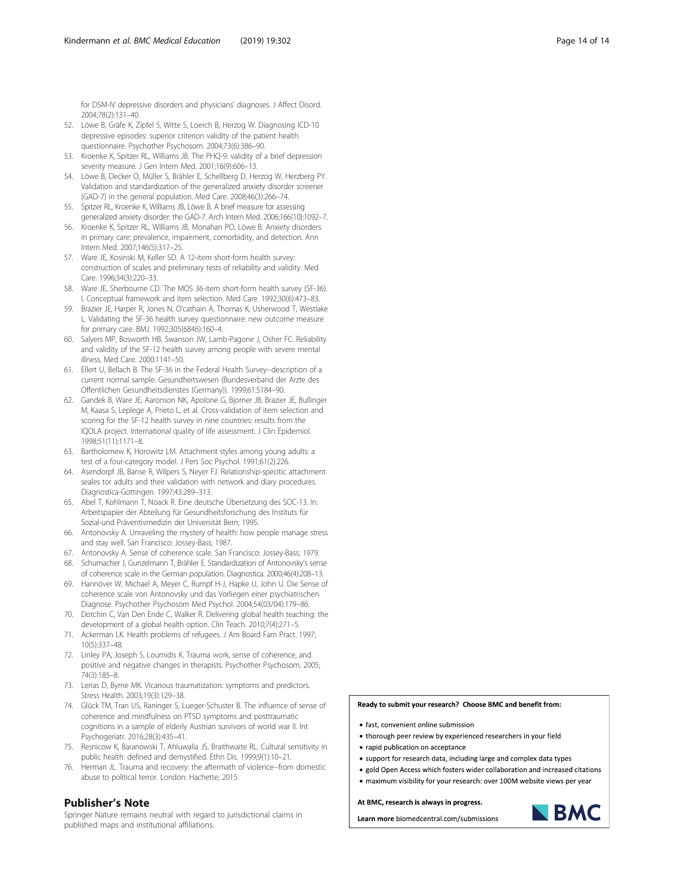for DSM-IV depressive disorders and physicians' diagnoses. J Affect Disord. 2004;78(2):131–40.

52. Löwe B, Gräfe K, Zipfel S, Witte S, Loerch B, Herzog W. Diagnosing ICD-10 depressive episodes: superior criterion validity of the patient health questionnaire. Psychother Psychosom. 2004;73(6):386–90.
53. Kroenke K, Spitzer RL, Williams JB. The PHQ-9: validity of a brief depression severity measure. J Gen Intern Med. 2001;16(9):606–13.
54. Löwe B, Decker O, Müller S, Brähler E, Schellberg D, Herzog W, Herzberg PY. Validation and standardization of the generalized anxiety disorder screener (GAD-7) in the general population. Med Care. 2008;46(3):266–74.
55. Spitzer RL, Kroenke K, Williams JB, Löwe B. A brief measure for assessing generalized anxiety disorder: the GAD-7. Arch Intern Med. 2006;166(10):1092–7.
56. Kroenke K, Spitzer RL, Williams JB, Monahan PO, Löwe B. Anxiety disorders in primary care: prevalence, impairment, comorbidity, and detection. Ann Intern Med. 2007;146(5):317–25.
57. Ware JE, Kosinski M, Keller SD. A 12-item short-form health survey: construction of scales and preliminary tests of reliability and validity. Med Care. 1996;34(3):220–33.
58. Ware JE, Sherbourne CD. The MOS 36-item short-form health survey (SF-36). I. Conceptual framework and item selection. Med Care. 1992;30(6):473–83.
59. Brazier JE, Harper R, Jones N, O'cathain A, Thomas K, Usherwood T, Westlake L. Validating the SF-36 health survey questionnaire: new outcome measure for primary care. BMJ. 1992;305(6846):160–4.
60. Salyers MP, Bosworth HB, Swanson JW, Lamb-Pagone J, Osher FC. Reliability and validity of the SF-12 health survey among people with severe mental illness. Med Care. 2000:1141–50.
61. Ellert U, Bellach B. The SF-36 in the Federal Health Survey--description of a current normal sample. Gesundheitswesen (Bundesverband der Arzte des Offentlichen Gesundheitsdienstes (Germany)). 1999;61:S184–90.
62. Gandek B, Ware JE, Aaronson NK, Apolone G, Bjorner JB, Brazier JE, Bullinger M, Kaasa S, Leplege A, Prieto L, et al. Cross-validation of item selection and scoring for the SF-12 health survey in nine countries: results from the IQOLA project. International quality of life assessment. J Clin Epidemiol. 1998;51(11):1171–8.
63. Bartholomew K, Horowitz LM. Attachment styles among young adults: a test of a four-category model. J Pers Soc Psychol. 1991;61(2):226.
64. Asendorpf JB, Banse R, Wilpers S, Neyer FJ. Relationship-specitic attachment seales tor adults and their validation with network and diary procedures. Diagnostica-Gottingen. 1997;43:289–313.
65. Abel T, Kohlmann T, Noack R. Eine deutsche Übersetzung des SOC-13. In: Arbeitspapier der Abteilung für Gesundheitsforschung des Instituts für Sozial-und Präventivmedizin der Universität Bern; 1995.
66. Antonovsky A. Unraveling the mystery of health: how people manage stress and stay well. San Francisco: Jossey-Bass; 1987.
67. Antonovsky A. Sense of coherence scale. San Francisco: Jossey-Bass; 1979.
68. Schumacher J, Gunzelmann T, Brähler E. Standardization of Antonovsky's sense of coherence scale in the German population. Diagnostica. 2000;46(4):208–13.
69. Hannöver W, Michael A, Meyer C, Rumpf H-J, Hapke U, John U. Die Sense of coherence scale von Antonovsky und das Vorliegen einer psychiatrischen Diagnose. Psychother Psychosom Med Psychol. 2004;54(03/04):179–86.
70. Dotchin C, Van Den Ende C, Walker R. Delivering global health teaching: the development of a global health option. Clin Teach. 2010;7(4):271–5.
71. Ackerman LK. Health problems of refugees. J Am Board Fam Pract. 1997; 10(5):337–48.
72. Linley PA, Joseph S, Loumidis K. Trauma work, sense of coherence, and positive and negative changes in therapists. Psychother Psychosom. 2005; 74(3):185–8.
73. Lerias D, Byrne MK. Vicarious traumatization: symptoms and predictors. Stress Health. 2003;19(3):129–38.
74. Glück TM, Tran US, Raninger S, Lueger-Schuster B. The influence of sense of coherence and mindfulness on PTSD symptoms and posttraumatic cognitions in a sample of elderly Austrian survivors of world war II. Int Psychogeriatr. 2016;28(3):435–41.
75. Resnicow K, Baranowski T, Ahluwalia JS, Braithwaite RL. Cultural sensitivity in public health: defined and demystified. Ethn Dis. 1999;9(1):10–21.
76. Herman JL. Trauma and recovery: the aftermath of violence--from domestic abuse to political terror. London: Hachette; 2015.

## Publisher's Note

Springer Nature remains neutral with regard to jurisdictional claims in published maps and institutional affiliations.

**Ready to submit your research? Choose BMC and benefit from:**

- fast, convenient online submission
- thorough peer review by experienced researchers in your field
- rapid publication on acceptance
- support for research data, including large and complex data types
- gold Open Access which fosters wider collaboration and increased citations
- maximum visibility for your research: over 100M website views per year

**At BMC, research is always in progress.**

**Learn more** biomedcentral.com/submissions

BMC